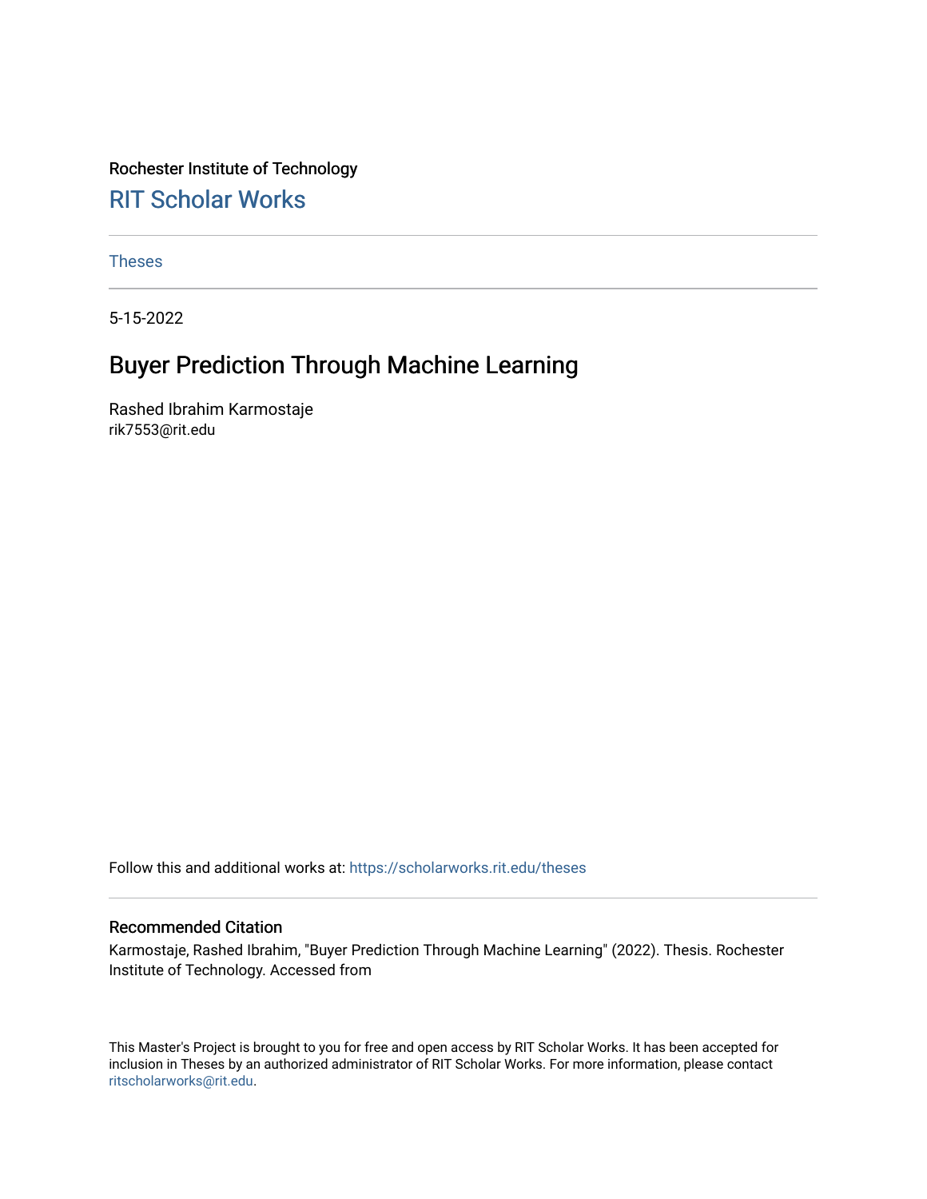Rochester Institute of Technology

# RIT Scholar Works

Theses

5-15-2022

## Buyer Prediction Through Machine Learning

Rashed Ibrahim Karmostaje
rik7553@rit.edu

Follow this and additional works at: https://scholarworks.rit.edu/theses

### Recommended Citation

Karmostaje, Rashed Ibrahim, "Buyer Prediction Through Machine Learning" (2022). Thesis. Rochester Institute of Technology. Accessed from

This Master's Project is brought to you for free and open access by RIT Scholar Works. It has been accepted for inclusion in Theses by an authorized administrator of RIT Scholar Works. For more information, please contact ritscholarworks@rit.edu.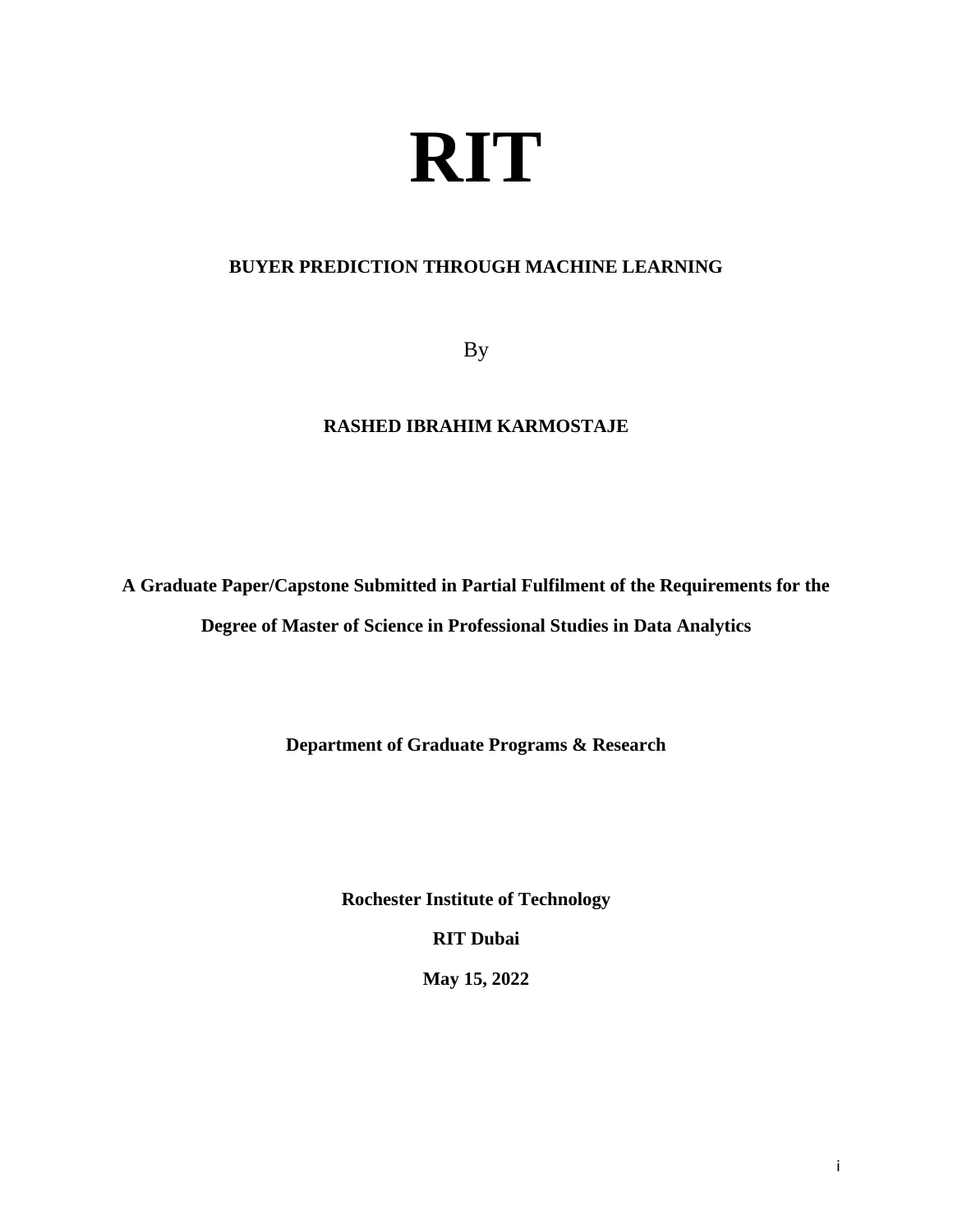# RIT

**BUYER PREDICTION THROUGH MACHINE LEARNING**

By

**RASHED IBRAHIM KARMOSTAJE**

**A Graduate Paper/Capstone Submitted in Partial Fulfilment of the Requirements for the Degree of Master of Science in Professional Studies in Data Analytics**

**Department of Graduate Programs & Research**

**Rochester Institute of Technology**

**RIT Dubai**

**May 15, 2022**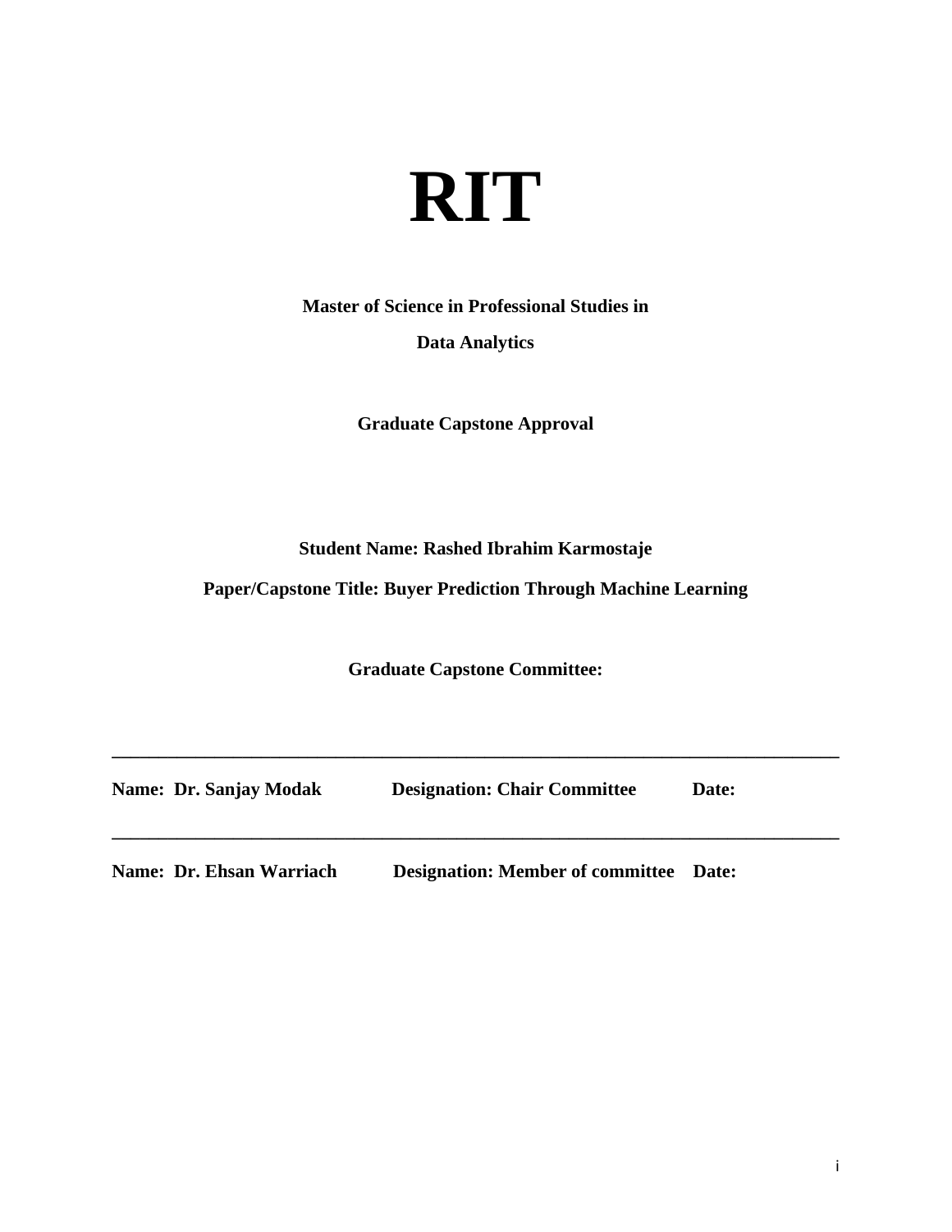# RIT

**Master of Science in Professional Studies in**

**Data Analytics**

**Graduate Capstone Approval**

**Student Name: Rashed Ibrahim Karmostaje**

**Paper/Capstone Title: Buyer Prediction Through Machine Learning**

**Graduate Capstone Committee:**

______________________________________________________________________________

**Name: Dr. Sanjay Modak Designation: Chair Committee Date:**

______________________________________________________________________________

**Name: Dr. Ehsan Warriach Designation: Member of committee Date:**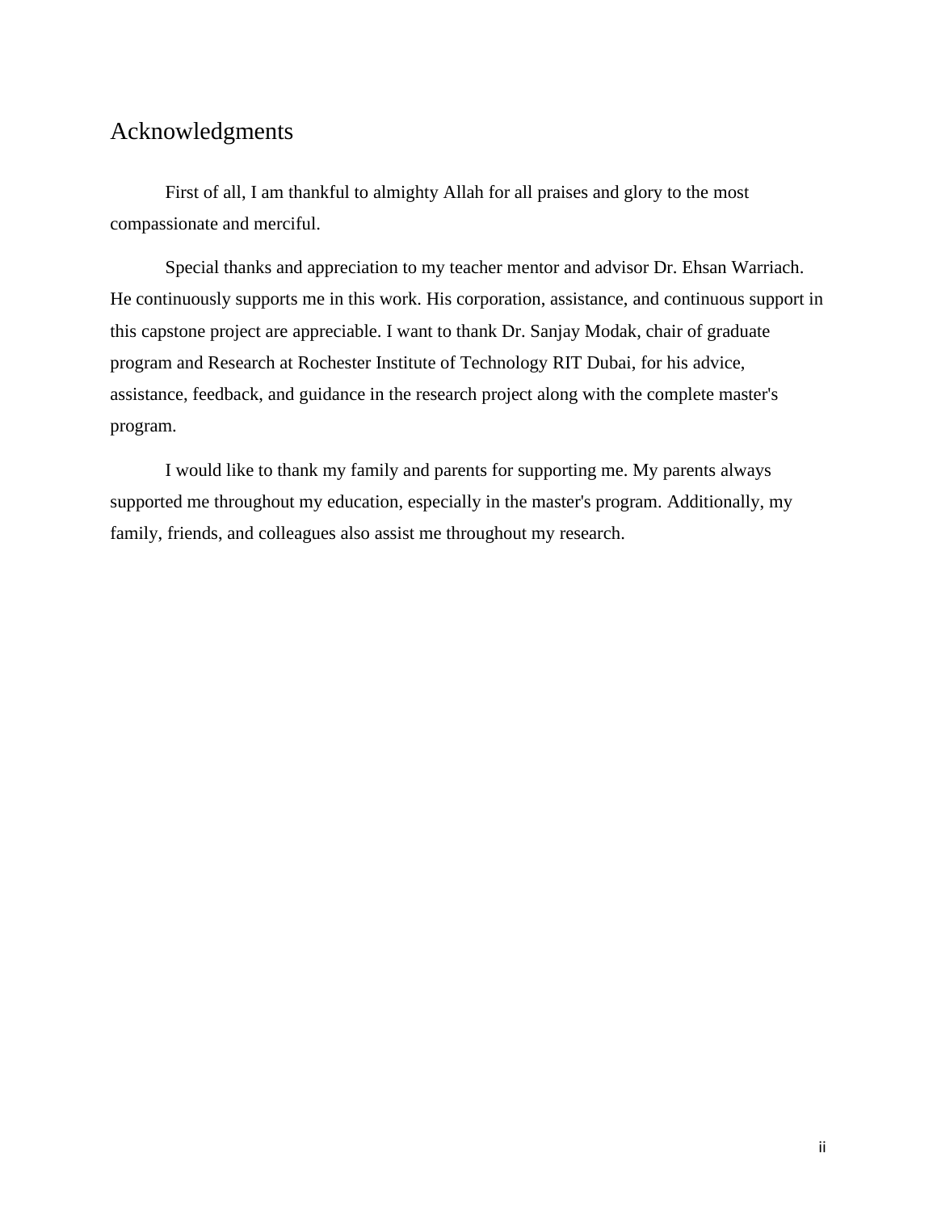# Acknowledgments

First of all, I am thankful to almighty Allah for all praises and glory to the most compassionate and merciful.

Special thanks and appreciation to my teacher mentor and advisor Dr. Ehsan Warriach. He continuously supports me in this work. His corporation, assistance, and continuous support in this capstone project are appreciable. I want to thank Dr. Sanjay Modak, chair of graduate program and Research at Rochester Institute of Technology RIT Dubai, for his advice, assistance, feedback, and guidance in the research project along with the complete master's program.

I would like to thank my family and parents for supporting me. My parents always supported me throughout my education, especially in the master's program. Additionally, my family, friends, and colleagues also assist me throughout my research.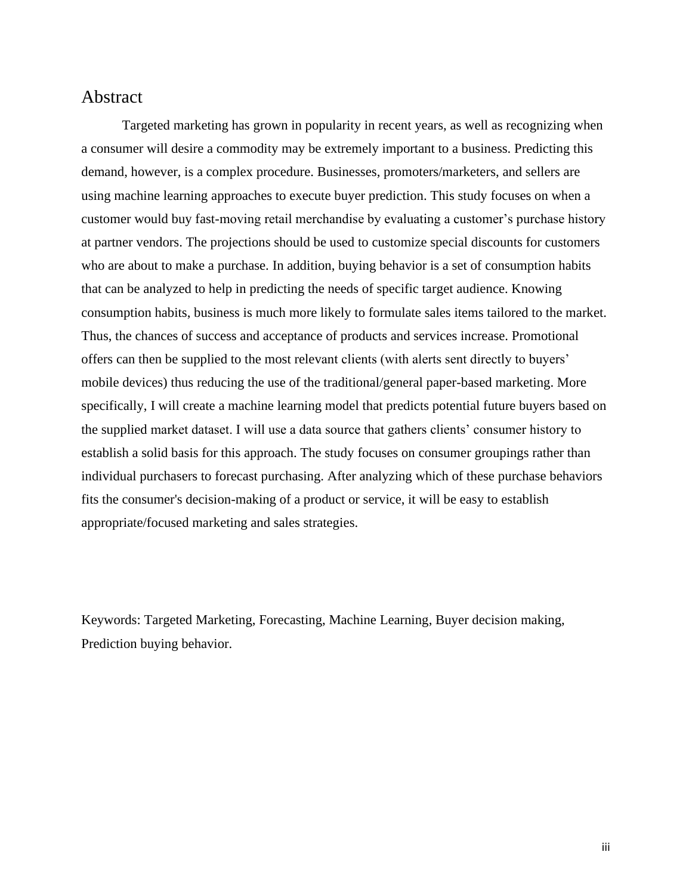# Abstract

Targeted marketing has grown in popularity in recent years, as well as recognizing when a consumer will desire a commodity may be extremely important to a business. Predicting this demand, however, is a complex procedure. Businesses, promoters/marketers, and sellers are using machine learning approaches to execute buyer prediction. This study focuses on when a customer would buy fast-moving retail merchandise by evaluating a customer's purchase history at partner vendors. The projections should be used to customize special discounts for customers who are about to make a purchase. In addition, buying behavior is a set of consumption habits that can be analyzed to help in predicting the needs of specific target audience. Knowing consumption habits, business is much more likely to formulate sales items tailored to the market. Thus, the chances of success and acceptance of products and services increase. Promotional offers can then be supplied to the most relevant clients (with alerts sent directly to buyers' mobile devices) thus reducing the use of the traditional/general paper-based marketing. More specifically, I will create a machine learning model that predicts potential future buyers based on the supplied market dataset. I will use a data source that gathers clients' consumer history to establish a solid basis for this approach. The study focuses on consumer groupings rather than individual purchasers to forecast purchasing. After analyzing which of these purchase behaviors fits the consumer's decision-making of a product or service, it will be easy to establish appropriate/focused marketing and sales strategies.

Keywords: Targeted Marketing, Forecasting, Machine Learning, Buyer decision making, Prediction buying behavior.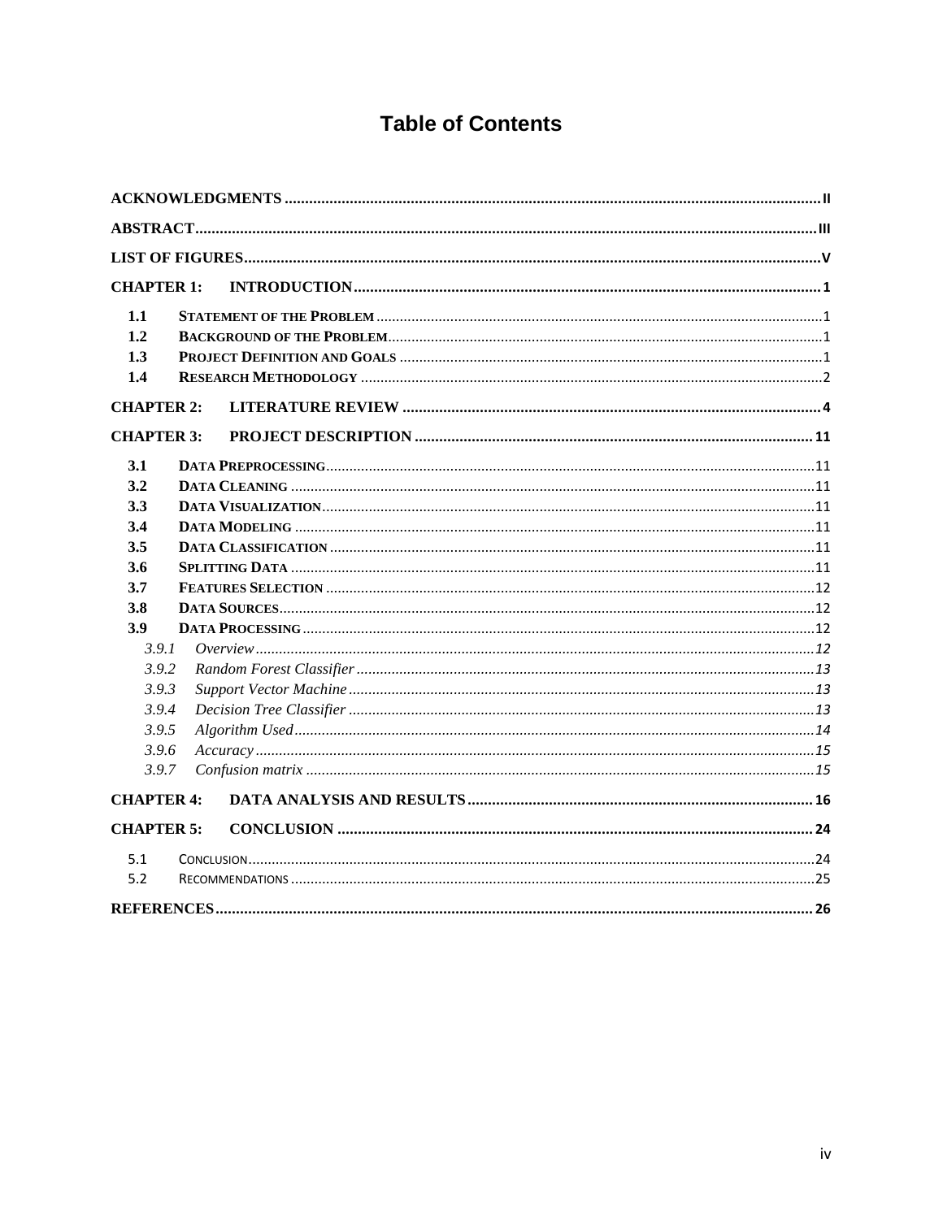# Table of Contents

ACKNOWLEDGMENTS .................................................................................................................................. II

ABSTRACT..................................................................................................................................................... III

LIST OF FIGURES........................................................................................................................................... V

CHAPTER 1: INTRODUCTION................................................................................................................... 1

- 1.1 STATEMENT OF THE PROBLEM ................................................................................................................ 1
- 1.2 BACKGROUND OF THE PROBLEM............................................................................................................. 1
- 1.3 PROJECT DEFINITION AND GOALS .......................................................................................................... 1
- 1.4 RESEARCH METHODOLOGY .................................................................................................................... 2

CHAPTER 2: LITERATURE REVIEW ....................................................................................................... 4

CHAPTER 3: PROJECT DESCRIPTION .................................................................................................. 11

- 3.1 DATA PREPROCESSING........................................................................................................................... 11
- 3.2 DATA CLEANING .................................................................................................................................... 11
- 3.3 DATA VISUALIZATION............................................................................................................................ 11
- 3.4 DATA MODELING ................................................................................................................................... 11
- 3.5 DATA CLASSIFICATION .......................................................................................................................... 11
- 3.6 SPLITTING DATA .................................................................................................................................... 11
- 3.7 FEATURES SELECTION ........................................................................................................................... 12
- 3.8 DATA SOURCES....................................................................................................................................... 12
- 3.9 DATA PROCESSING ................................................................................................................................. 12
  - *3.9.1 Overview............................................................................................................................................ 12*
  - *3.9.2 Random Forest Classifier .................................................................................................................. 13*
  - *3.9.3 Support Vector Machine..................................................................................................................... 13*
  - *3.9.4 Decision Tree Classifier .................................................................................................................... 13*
  - *3.9.5 Algorithm Used.................................................................................................................................. 14*
  - *3.9.6 Accuracy............................................................................................................................................ 15*
  - *3.9.7 Confusion matrix ............................................................................................................................... 15*

CHAPTER 4: DATA ANALYSIS AND RESULTS .................................................................................... 16

CHAPTER 5: CONCLUSION .................................................................................................................... 24

- 5.1 CONCLUSION............................................................................................................................................ 24
- 5.2 RECOMMENDATIONS ................................................................................................................................ 25

REFERENCES.................................................................................................................................................. 26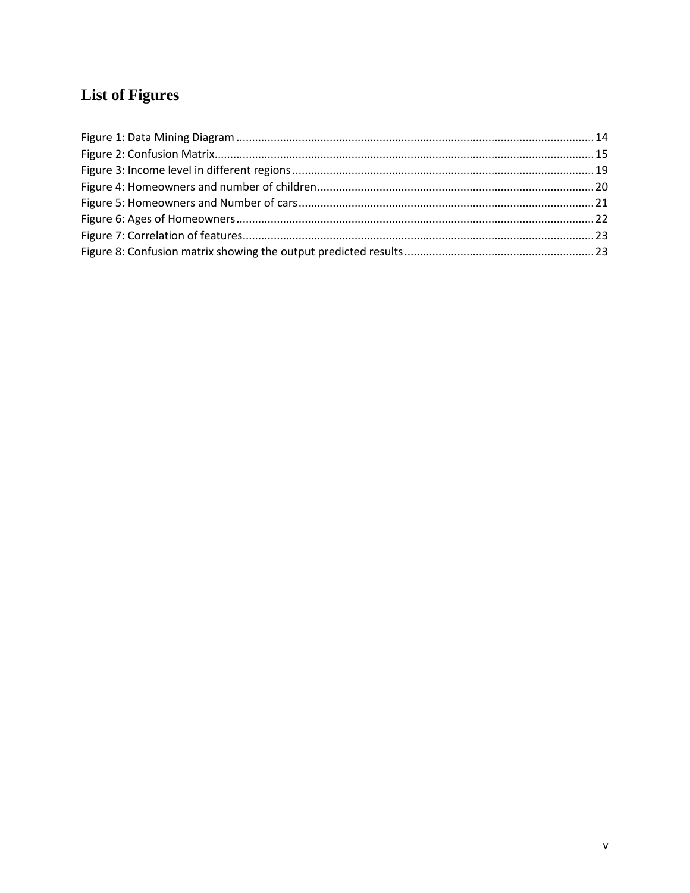# List of Figures

Figure 1: Data Mining Diagram ........................................................................................................ 14
Figure 2: Confusion Matrix.............................................................................................................. 15
Figure 3: Income level in different regions ..................................................................................... 19
Figure 4: Homeowners and number of children............................................................................. 20
Figure 5: Homeowners and Number of cars ................................................................................... 21
Figure 6: Ages of Homeowners ....................................................................................................... 22
Figure 7: Correlation of features..................................................................................................... 23
Figure 8: Confusion matrix showing the output predicted results ................................................. 23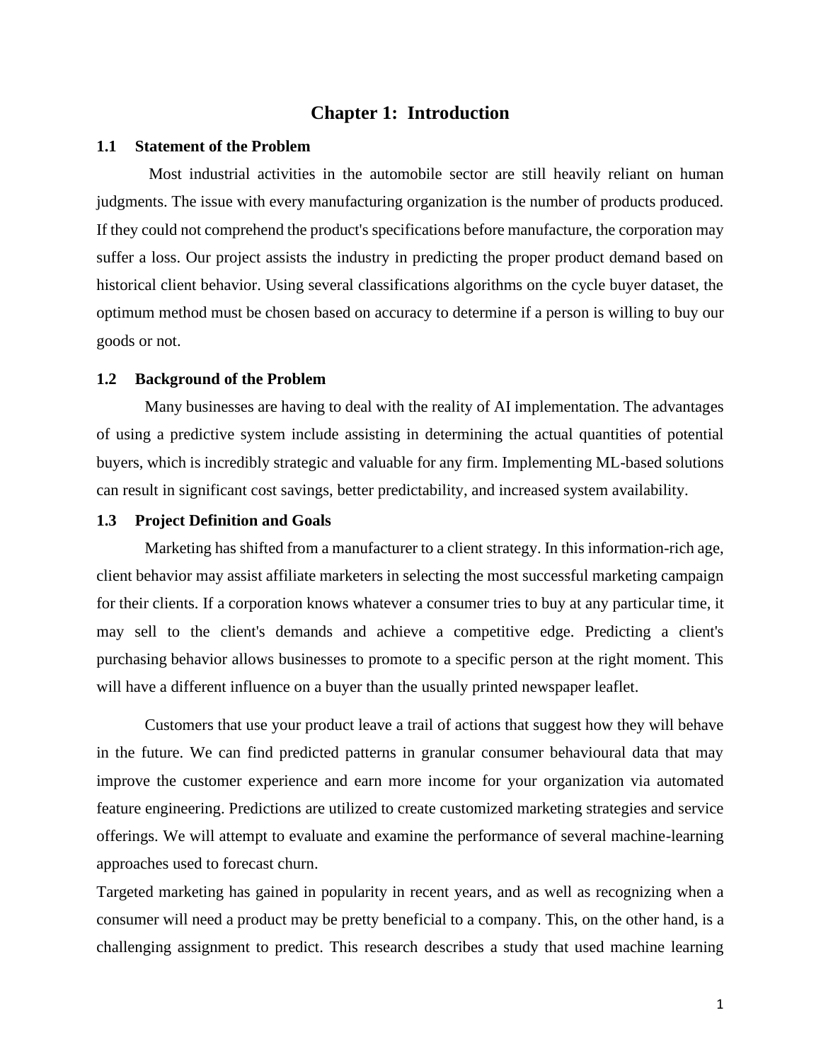# Chapter 1: Introduction

## 1.1 Statement of the Problem

Most industrial activities in the automobile sector are still heavily reliant on human judgments. The issue with every manufacturing organization is the number of products produced. If they could not comprehend the product's specifications before manufacture, the corporation may suffer a loss. Our project assists the industry in predicting the proper product demand based on historical client behavior. Using several classifications algorithms on the cycle buyer dataset, the optimum method must be chosen based on accuracy to determine if a person is willing to buy our goods or not.

## 1.2 Background of the Problem

Many businesses are having to deal with the reality of AI implementation. The advantages of using a predictive system include assisting in determining the actual quantities of potential buyers, which is incredibly strategic and valuable for any firm. Implementing ML-based solutions can result in significant cost savings, better predictability, and increased system availability.

## 1.3 Project Definition and Goals

Marketing has shifted from a manufacturer to a client strategy. In this information-rich age, client behavior may assist affiliate marketers in selecting the most successful marketing campaign for their clients. If a corporation knows whatever a consumer tries to buy at any particular time, it may sell to the client's demands and achieve a competitive edge. Predicting a client's purchasing behavior allows businesses to promote to a specific person at the right moment. This will have a different influence on a buyer than the usually printed newspaper leaflet.

Customers that use your product leave a trail of actions that suggest how they will behave in the future. We can find predicted patterns in granular consumer behavioural data that may improve the customer experience and earn more income for your organization via automated feature engineering. Predictions are utilized to create customized marketing strategies and service offerings. We will attempt to evaluate and examine the performance of several machine-learning approaches used to forecast churn.

Targeted marketing has gained in popularity in recent years, and as well as recognizing when a consumer will need a product may be pretty beneficial to a company. This, on the other hand, is a challenging assignment to predict. This research describes a study that used machine learning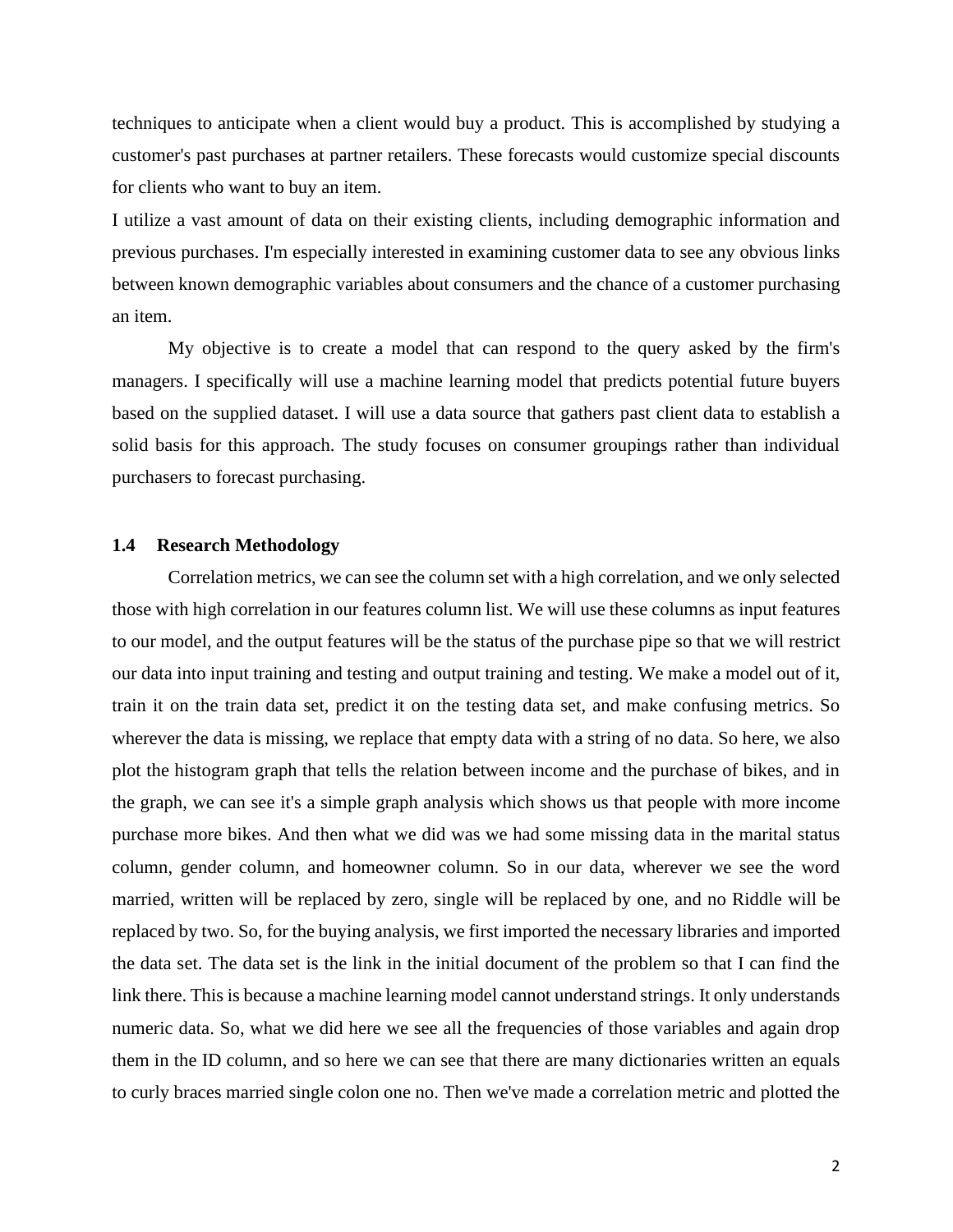techniques to anticipate when a client would buy a product. This is accomplished by studying a customer's past purchases at partner retailers. These forecasts would customize special discounts for clients who want to buy an item.

I utilize a vast amount of data on their existing clients, including demographic information and previous purchases. I'm especially interested in examining customer data to see any obvious links between known demographic variables about consumers and the chance of a customer purchasing an item.

My objective is to create a model that can respond to the query asked by the firm's managers. I specifically will use a machine learning model that predicts potential future buyers based on the supplied dataset. I will use a data source that gathers past client data to establish a solid basis for this approach. The study focuses on consumer groupings rather than individual purchasers to forecast purchasing.

### 1.4 Research Methodology

Correlation metrics, we can see the column set with a high correlation, and we only selected those with high correlation in our features column list. We will use these columns as input features to our model, and the output features will be the status of the purchase pipe so that we will restrict our data into input training and testing and output training and testing. We make a model out of it, train it on the train data set, predict it on the testing data set, and make confusing metrics. So wherever the data is missing, we replace that empty data with a string of no data. So here, we also plot the histogram graph that tells the relation between income and the purchase of bikes, and in the graph, we can see it's a simple graph analysis which shows us that people with more income purchase more bikes. And then what we did was we had some missing data in the marital status column, gender column, and homeowner column. So in our data, wherever we see the word married, written will be replaced by zero, single will be replaced by one, and no Riddle will be replaced by two. So, for the buying analysis, we first imported the necessary libraries and imported the data set. The data set is the link in the initial document of the problem so that I can find the link there. This is because a machine learning model cannot understand strings. It only understands numeric data. So, what we did here we see all the frequencies of those variables and again drop them in the ID column, and so here we can see that there are many dictionaries written an equals to curly braces married single colon one no. Then we've made a correlation metric and plotted the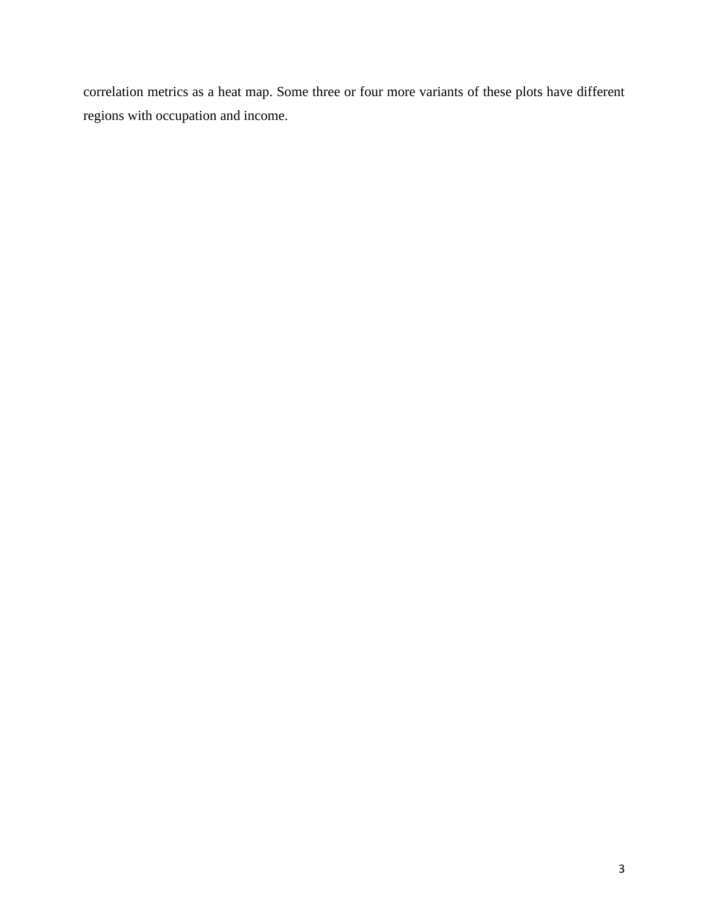correlation metrics as a heat map. Some three or four more variants of these plots have different regions with occupation and income.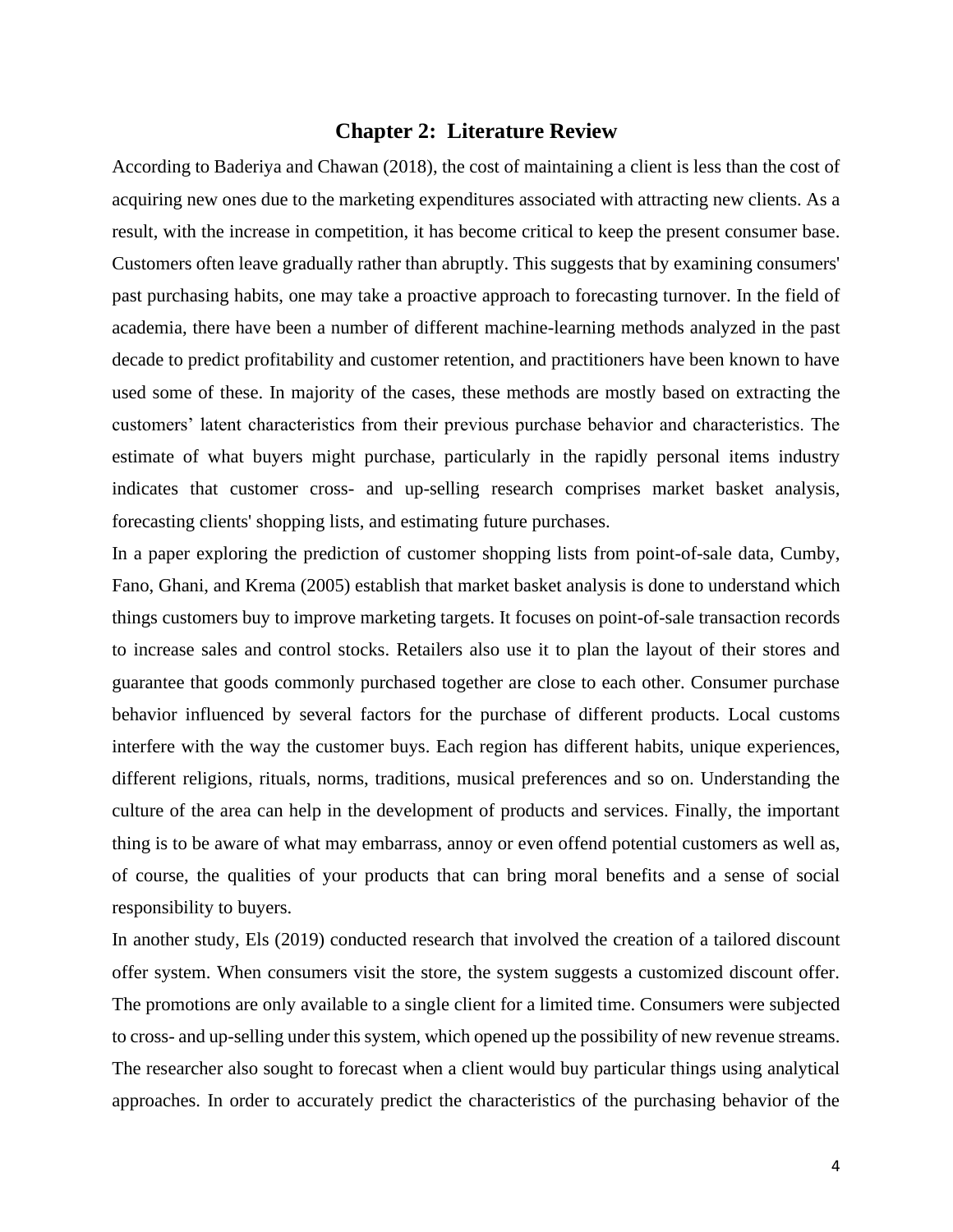## Chapter 2: Literature Review

According to Baderiya and Chawan (2018), the cost of maintaining a client is less than the cost of acquiring new ones due to the marketing expenditures associated with attracting new clients. As a result, with the increase in competition, it has become critical to keep the present consumer base. Customers often leave gradually rather than abruptly. This suggests that by examining consumers' past purchasing habits, one may take a proactive approach to forecasting turnover. In the field of academia, there have been a number of different machine-learning methods analyzed in the past decade to predict profitability and customer retention, and practitioners have been known to have used some of these. In majority of the cases, these methods are mostly based on extracting the customers' latent characteristics from their previous purchase behavior and characteristics. The estimate of what buyers might purchase, particularly in the rapidly personal items industry indicates that customer cross- and up-selling research comprises market basket analysis, forecasting clients' shopping lists, and estimating future purchases.

In a paper exploring the prediction of customer shopping lists from point-of-sale data, Cumby, Fano, Ghani, and Krema (2005) establish that market basket analysis is done to understand which things customers buy to improve marketing targets. It focuses on point-of-sale transaction records to increase sales and control stocks. Retailers also use it to plan the layout of their stores and guarantee that goods commonly purchased together are close to each other. Consumer purchase behavior influenced by several factors for the purchase of different products. Local customs interfere with the way the customer buys. Each region has different habits, unique experiences, different religions, rituals, norms, traditions, musical preferences and so on. Understanding the culture of the area can help in the development of products and services. Finally, the important thing is to be aware of what may embarrass, annoy or even offend potential customers as well as, of course, the qualities of your products that can bring moral benefits and a sense of social responsibility to buyers.

In another study, Els (2019) conducted research that involved the creation of a tailored discount offer system. When consumers visit the store, the system suggests a customized discount offer. The promotions are only available to a single client for a limited time. Consumers were subjected to cross- and up-selling under this system, which opened up the possibility of new revenue streams. The researcher also sought to forecast when a client would buy particular things using analytical approaches. In order to accurately predict the characteristics of the purchasing behavior of the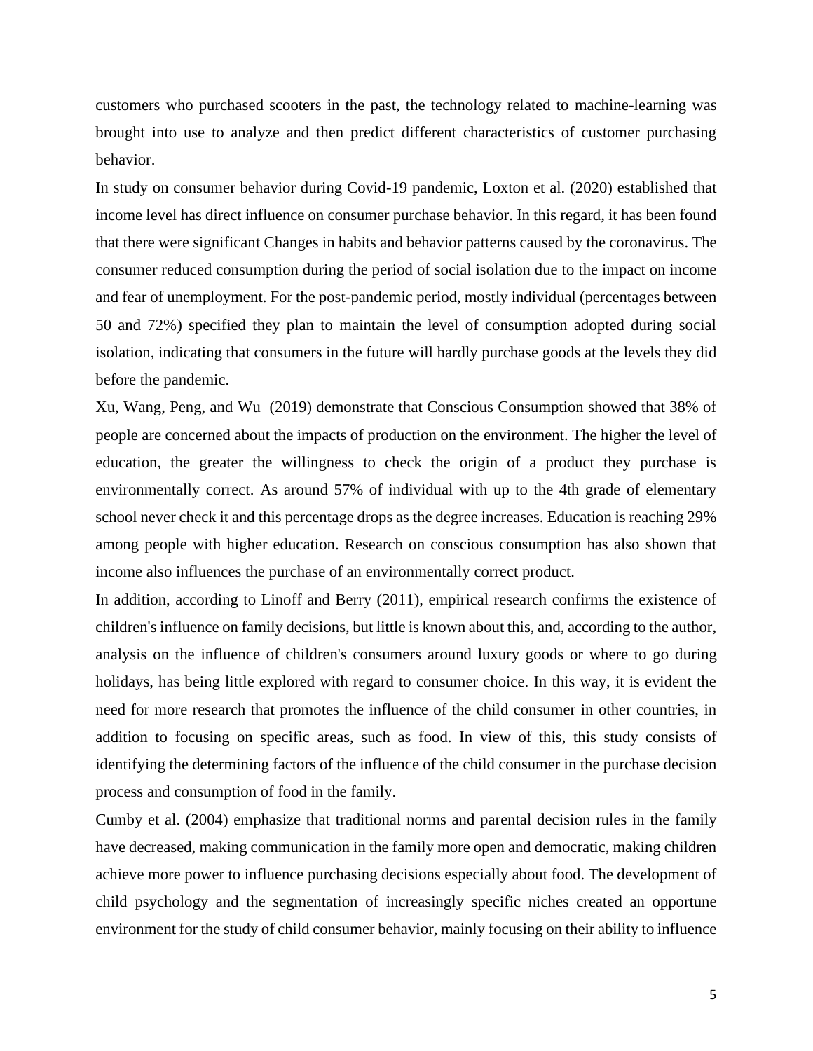customers who purchased scooters in the past, the technology related to machine-learning was brought into use to analyze and then predict different characteristics of customer purchasing behavior.

In study on consumer behavior during Covid-19 pandemic, Loxton et al. (2020) established that income level has direct influence on consumer purchase behavior. In this regard, it has been found that there were significant Changes in habits and behavior patterns caused by the coronavirus. The consumer reduced consumption during the period of social isolation due to the impact on income and fear of unemployment. For the post-pandemic period, mostly individual (percentages between 50 and 72%) specified they plan to maintain the level of consumption adopted during social isolation, indicating that consumers in the future will hardly purchase goods at the levels they did before the pandemic.

Xu, Wang, Peng, and Wu (2019) demonstrate that Conscious Consumption showed that 38% of people are concerned about the impacts of production on the environment. The higher the level of education, the greater the willingness to check the origin of a product they purchase is environmentally correct. As around 57% of individual with up to the 4th grade of elementary school never check it and this percentage drops as the degree increases. Education is reaching 29% among people with higher education. Research on conscious consumption has also shown that income also influences the purchase of an environmentally correct product.

In addition, according to Linoff and Berry (2011), empirical research confirms the existence of children's influence on family decisions, but little is known about this, and, according to the author, analysis on the influence of children's consumers around luxury goods or where to go during holidays, has being little explored with regard to consumer choice. In this way, it is evident the need for more research that promotes the influence of the child consumer in other countries, in addition to focusing on specific areas, such as food. In view of this, this study consists of identifying the determining factors of the influence of the child consumer in the purchase decision process and consumption of food in the family.

Cumby et al. (2004) emphasize that traditional norms and parental decision rules in the family have decreased, making communication in the family more open and democratic, making children achieve more power to influence purchasing decisions especially about food. The development of child psychology and the segmentation of increasingly specific niches created an opportune environment for the study of child consumer behavior, mainly focusing on their ability to influence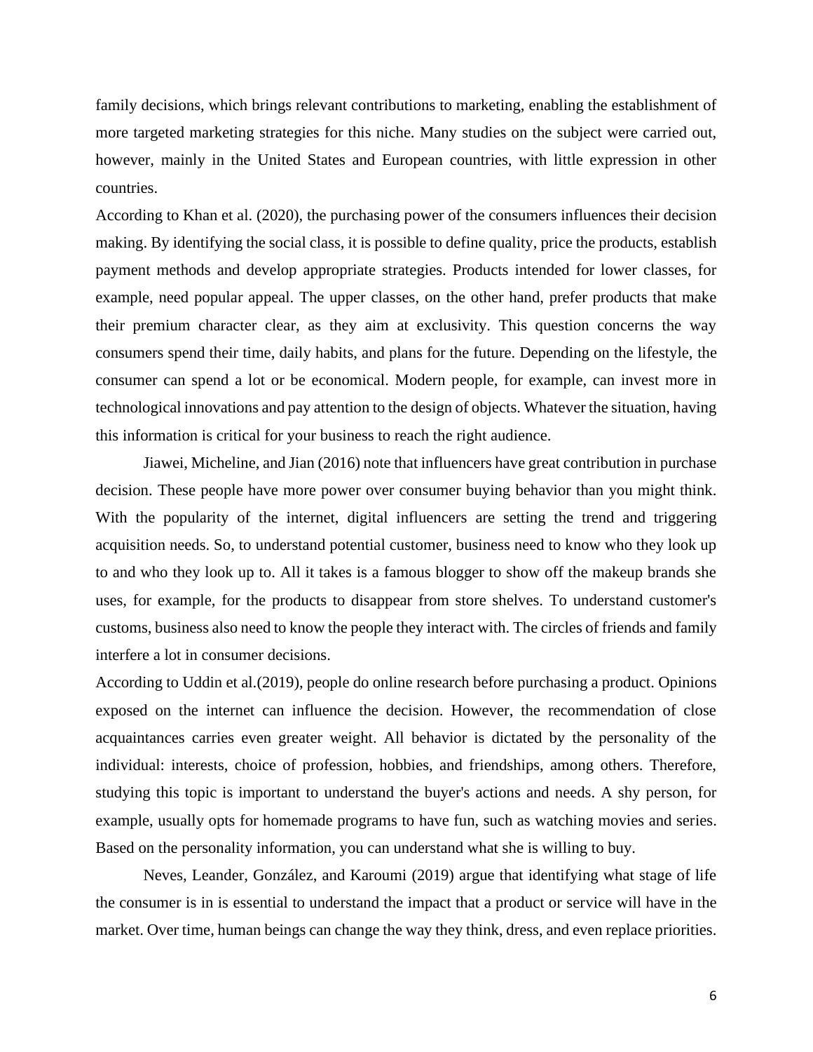family decisions, which brings relevant contributions to marketing, enabling the establishment of more targeted marketing strategies for this niche. Many studies on the subject were carried out, however, mainly in the United States and European countries, with little expression in other countries.

According to Khan et al. (2020), the purchasing power of the consumers influences their decision making. By identifying the social class, it is possible to define quality, price the products, establish payment methods and develop appropriate strategies. Products intended for lower classes, for example, need popular appeal. The upper classes, on the other hand, prefer products that make their premium character clear, as they aim at exclusivity. This question concerns the way consumers spend their time, daily habits, and plans for the future. Depending on the lifestyle, the consumer can spend a lot or be economical. Modern people, for example, can invest more in technological innovations and pay attention to the design of objects. Whatever the situation, having this information is critical for your business to reach the right audience.

Jiawei, Micheline, and Jian (2016) note that influencers have great contribution in purchase decision. These people have more power over consumer buying behavior than you might think. With the popularity of the internet, digital influencers are setting the trend and triggering acquisition needs. So, to understand potential customer, business need to know who they look up to and who they look up to. All it takes is a famous blogger to show off the makeup brands she uses, for example, for the products to disappear from store shelves. To understand customer's customs, business also need to know the people they interact with. The circles of friends and family interfere a lot in consumer decisions.

According to Uddin et al.(2019), people do online research before purchasing a product. Opinions exposed on the internet can influence the decision. However, the recommendation of close acquaintances carries even greater weight. All behavior is dictated by the personality of the individual: interests, choice of profession, hobbies, and friendships, among others. Therefore, studying this topic is important to understand the buyer's actions and needs. A shy person, for example, usually opts for homemade programs to have fun, such as watching movies and series. Based on the personality information, you can understand what she is willing to buy.

Neves, Leander, González, and Karoumi (2019) argue that identifying what stage of life the consumer is in is essential to understand the impact that a product or service will have in the market. Over time, human beings can change the way they think, dress, and even replace priorities.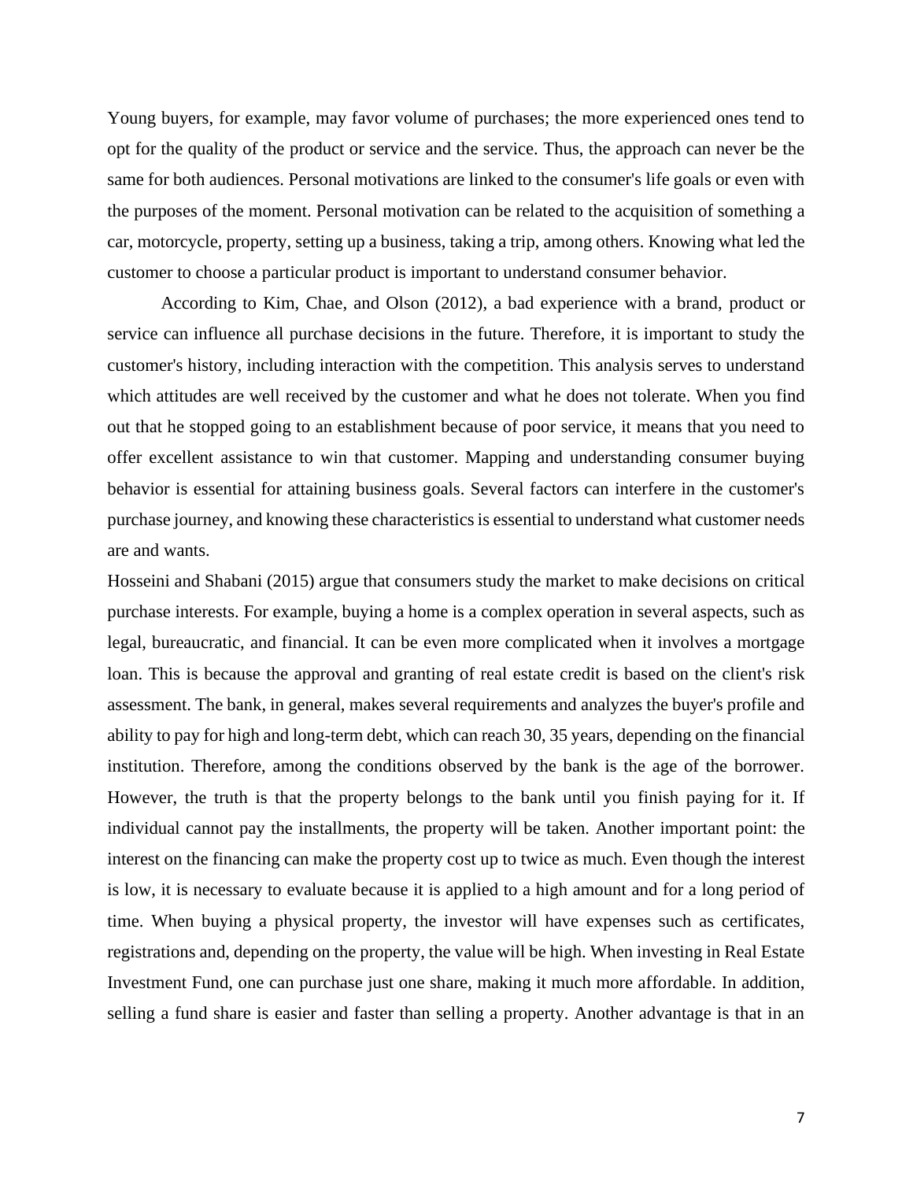Young buyers, for example, may favor volume of purchases; the more experienced ones tend to opt for the quality of the product or service and the service. Thus, the approach can never be the same for both audiences. Personal motivations are linked to the consumer's life goals or even with the purposes of the moment. Personal motivation can be related to the acquisition of something a car, motorcycle, property, setting up a business, taking a trip, among others. Knowing what led the customer to choose a particular product is important to understand consumer behavior.

According to Kim, Chae, and Olson (2012), a bad experience with a brand, product or service can influence all purchase decisions in the future. Therefore, it is important to study the customer's history, including interaction with the competition. This analysis serves to understand which attitudes are well received by the customer and what he does not tolerate. When you find out that he stopped going to an establishment because of poor service, it means that you need to offer excellent assistance to win that customer. Mapping and understanding consumer buying behavior is essential for attaining business goals. Several factors can interfere in the customer's purchase journey, and knowing these characteristics is essential to understand what customer needs are and wants.

Hosseini and Shabani (2015) argue that consumers study the market to make decisions on critical purchase interests. For example, buying a home is a complex operation in several aspects, such as legal, bureaucratic, and financial. It can be even more complicated when it involves a mortgage loan. This is because the approval and granting of real estate credit is based on the client's risk assessment. The bank, in general, makes several requirements and analyzes the buyer's profile and ability to pay for high and long-term debt, which can reach 30, 35 years, depending on the financial institution. Therefore, among the conditions observed by the bank is the age of the borrower. However, the truth is that the property belongs to the bank until you finish paying for it. If individual cannot pay the installments, the property will be taken. Another important point: the interest on the financing can make the property cost up to twice as much. Even though the interest is low, it is necessary to evaluate because it is applied to a high amount and for a long period of time. When buying a physical property, the investor will have expenses such as certificates, registrations and, depending on the property, the value will be high. When investing in Real Estate Investment Fund, one can purchase just one share, making it much more affordable. In addition, selling a fund share is easier and faster than selling a property. Another advantage is that in an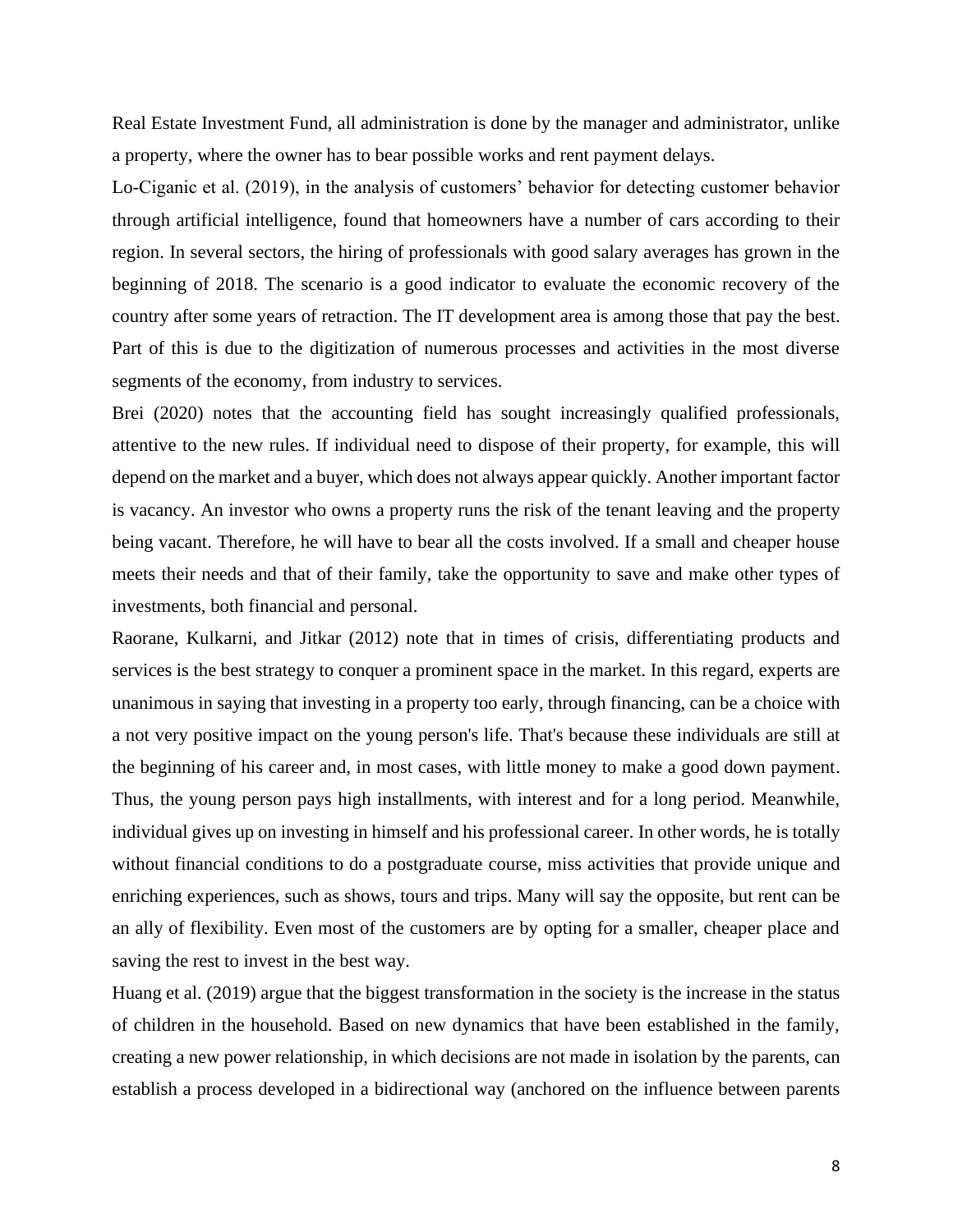Real Estate Investment Fund, all administration is done by the manager and administrator, unlike a property, where the owner has to bear possible works and rent payment delays.

Lo-Ciganic et al. (2019), in the analysis of customers' behavior for detecting customer behavior through artificial intelligence, found that homeowners have a number of cars according to their region. In several sectors, the hiring of professionals with good salary averages has grown in the beginning of 2018. The scenario is a good indicator to evaluate the economic recovery of the country after some years of retraction. The IT development area is among those that pay the best. Part of this is due to the digitization of numerous processes and activities in the most diverse segments of the economy, from industry to services.

Brei (2020) notes that the accounting field has sought increasingly qualified professionals, attentive to the new rules. If individual need to dispose of their property, for example, this will depend on the market and a buyer, which does not always appear quickly. Another important factor is vacancy. An investor who owns a property runs the risk of the tenant leaving and the property being vacant. Therefore, he will have to bear all the costs involved. If a small and cheaper house meets their needs and that of their family, take the opportunity to save and make other types of investments, both financial and personal.

Raorane, Kulkarni, and Jitkar (2012) note that in times of crisis, differentiating products and services is the best strategy to conquer a prominent space in the market. In this regard, experts are unanimous in saying that investing in a property too early, through financing, can be a choice with a not very positive impact on the young person's life. That's because these individuals are still at the beginning of his career and, in most cases, with little money to make a good down payment. Thus, the young person pays high installments, with interest and for a long period. Meanwhile, individual gives up on investing in himself and his professional career. In other words, he is totally without financial conditions to do a postgraduate course, miss activities that provide unique and enriching experiences, such as shows, tours and trips. Many will say the opposite, but rent can be an ally of flexibility. Even most of the customers are by opting for a smaller, cheaper place and saving the rest to invest in the best way.

Huang et al. (2019) argue that the biggest transformation in the society is the increase in the status of children in the household. Based on new dynamics that have been established in the family, creating a new power relationship, in which decisions are not made in isolation by the parents, can establish a process developed in a bidirectional way (anchored on the influence between parents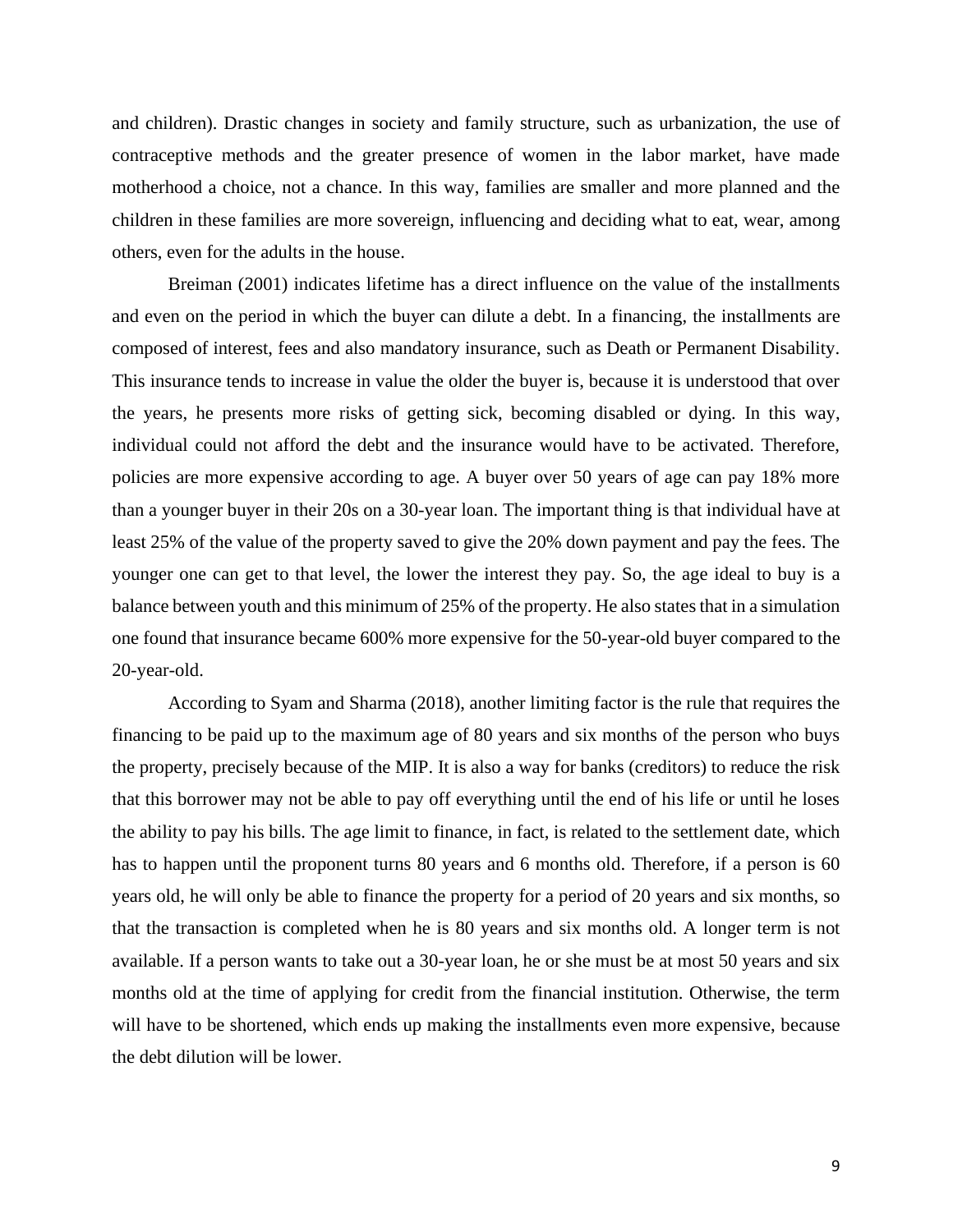and children). Drastic changes in society and family structure, such as urbanization, the use of contraceptive methods and the greater presence of women in the labor market, have made motherhood a choice, not a chance. In this way, families are smaller and more planned and the children in these families are more sovereign, influencing and deciding what to eat, wear, among others, even for the adults in the house.

Breiman (2001) indicates lifetime has a direct influence on the value of the installments and even on the period in which the buyer can dilute a debt. In a financing, the installments are composed of interest, fees and also mandatory insurance, such as Death or Permanent Disability. This insurance tends to increase in value the older the buyer is, because it is understood that over the years, he presents more risks of getting sick, becoming disabled or dying. In this way, individual could not afford the debt and the insurance would have to be activated. Therefore, policies are more expensive according to age. A buyer over 50 years of age can pay 18% more than a younger buyer in their 20s on a 30-year loan. The important thing is that individual have at least 25% of the value of the property saved to give the 20% down payment and pay the fees. The younger one can get to that level, the lower the interest they pay. So, the age ideal to buy is a balance between youth and this minimum of 25% of the property. He also states that in a simulation one found that insurance became 600% more expensive for the 50-year-old buyer compared to the 20-year-old.

According to Syam and Sharma (2018), another limiting factor is the rule that requires the financing to be paid up to the maximum age of 80 years and six months of the person who buys the property, precisely because of the MIP. It is also a way for banks (creditors) to reduce the risk that this borrower may not be able to pay off everything until the end of his life or until he loses the ability to pay his bills. The age limit to finance, in fact, is related to the settlement date, which has to happen until the proponent turns 80 years and 6 months old. Therefore, if a person is 60 years old, he will only be able to finance the property for a period of 20 years and six months, so that the transaction is completed when he is 80 years and six months old. A longer term is not available. If a person wants to take out a 30-year loan, he or she must be at most 50 years and six months old at the time of applying for credit from the financial institution. Otherwise, the term will have to be shortened, which ends up making the installments even more expensive, because the debt dilution will be lower.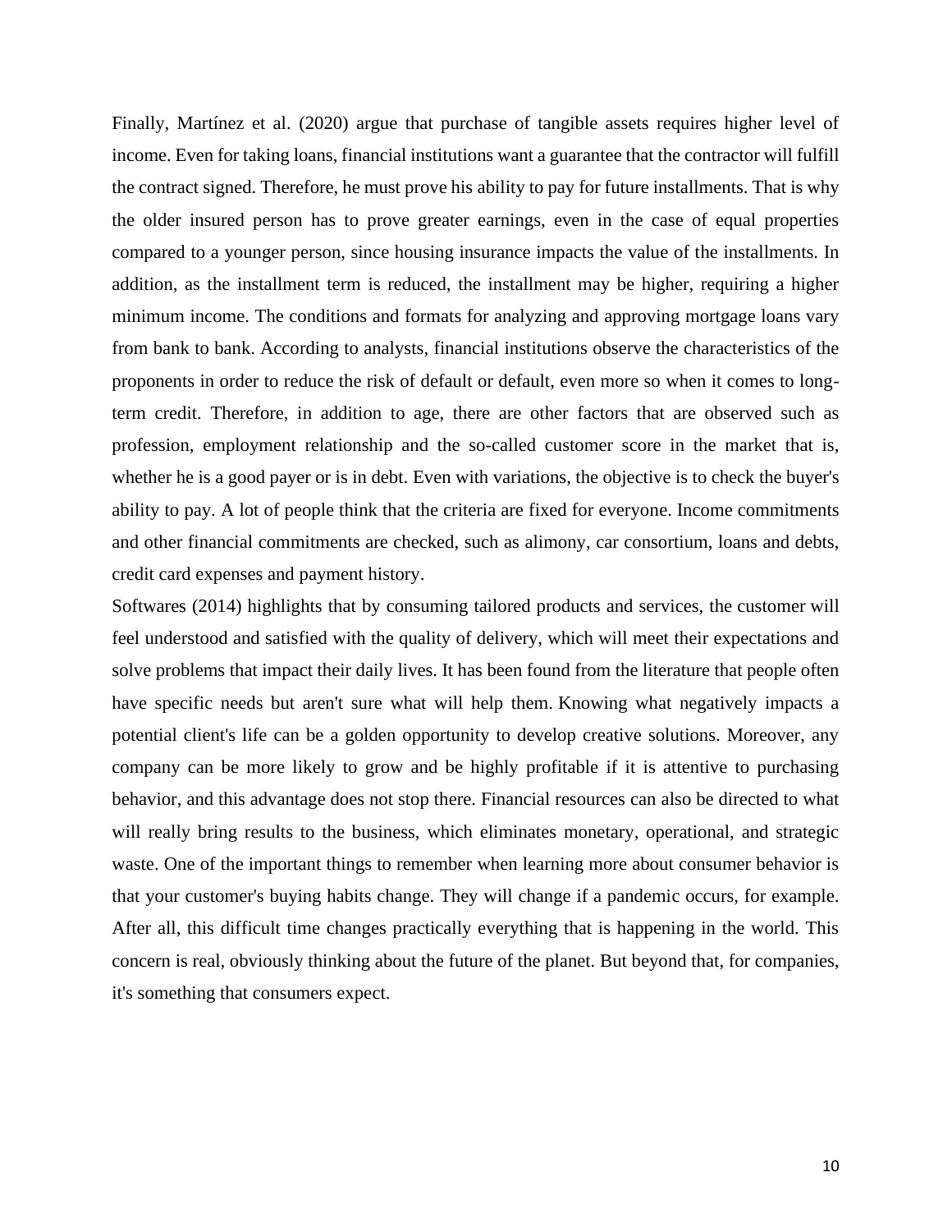Finally, Martínez et al. (2020) argue that purchase of tangible assets requires higher level of income. Even for taking loans, financial institutions want a guarantee that the contractor will fulfill the contract signed. Therefore, he must prove his ability to pay for future installments. That is why the older insured person has to prove greater earnings, even in the case of equal properties compared to a younger person, since housing insurance impacts the value of the installments. In addition, as the installment term is reduced, the installment may be higher, requiring a higher minimum income. The conditions and formats for analyzing and approving mortgage loans vary from bank to bank. According to analysts, financial institutions observe the characteristics of the proponents in order to reduce the risk of default or default, even more so when it comes to long-term credit. Therefore, in addition to age, there are other factors that are observed such as profession, employment relationship and the so-called customer score in the market that is, whether he is a good payer or is in debt. Even with variations, the objective is to check the buyer's ability to pay. A lot of people think that the criteria are fixed for everyone. Income commitments and other financial commitments are checked, such as alimony, car consortium, loans and debts, credit card expenses and payment history.

Softwares (2014) highlights that by consuming tailored products and services, the customer will feel understood and satisfied with the quality of delivery, which will meet their expectations and solve problems that impact their daily lives. It has been found from the literature that people often have specific needs but aren't sure what will help them. Knowing what negatively impacts a potential client's life can be a golden opportunity to develop creative solutions. Moreover, any company can be more likely to grow and be highly profitable if it is attentive to purchasing behavior, and this advantage does not stop there. Financial resources can also be directed to what will really bring results to the business, which eliminates monetary, operational, and strategic waste. One of the important things to remember when learning more about consumer behavior is that your customer's buying habits change. They will change if a pandemic occurs, for example. After all, this difficult time changes practically everything that is happening in the world. This concern is real, obviously thinking about the future of the planet. But beyond that, for companies, it's something that consumers expect.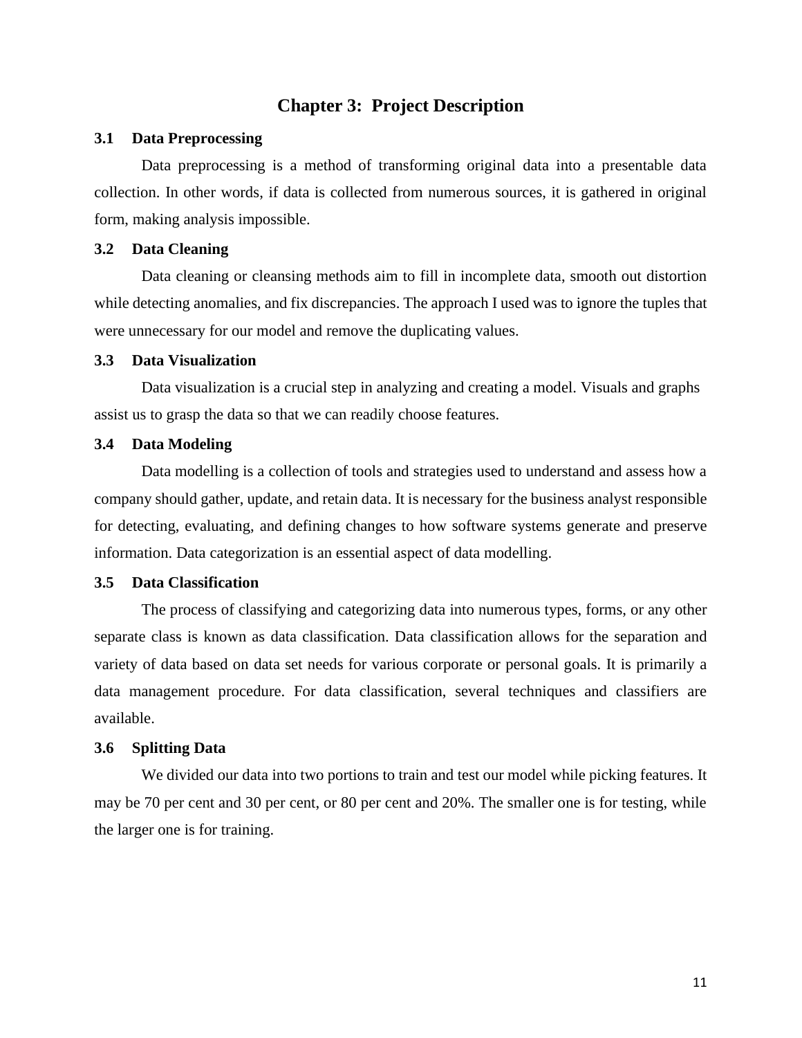# Chapter 3: Project Description

## 3.1 Data Preprocessing

Data preprocessing is a method of transforming original data into a presentable data collection. In other words, if data is collected from numerous sources, it is gathered in original form, making analysis impossible.

## 3.2 Data Cleaning

Data cleaning or cleansing methods aim to fill in incomplete data, smooth out distortion while detecting anomalies, and fix discrepancies. The approach I used was to ignore the tuples that were unnecessary for our model and remove the duplicating values.

## 3.3 Data Visualization

Data visualization is a crucial step in analyzing and creating a model. Visuals and graphs assist us to grasp the data so that we can readily choose features.

## 3.4 Data Modeling

Data modelling is a collection of tools and strategies used to understand and assess how a company should gather, update, and retain data. It is necessary for the business analyst responsible for detecting, evaluating, and defining changes to how software systems generate and preserve information. Data categorization is an essential aspect of data modelling.

## 3.5 Data Classification

The process of classifying and categorizing data into numerous types, forms, or any other separate class is known as data classification. Data classification allows for the separation and variety of data based on data set needs for various corporate or personal goals. It is primarily a data management procedure. For data classification, several techniques and classifiers are available.

## 3.6 Splitting Data

We divided our data into two portions to train and test our model while picking features. It may be 70 per cent and 30 per cent, or 80 per cent and 20%. The smaller one is for testing, while the larger one is for training.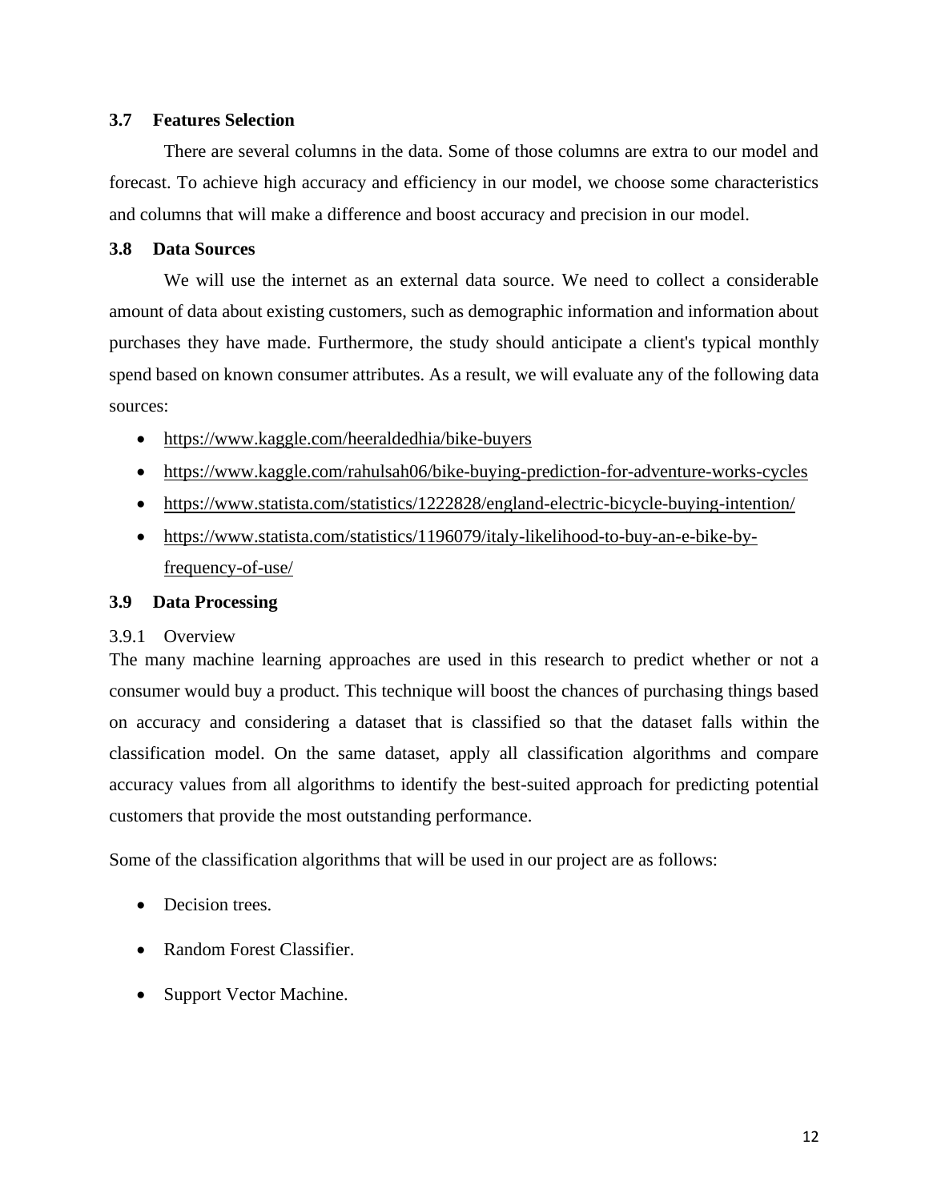### 3.7 Features Selection

There are several columns in the data. Some of those columns are extra to our model and forecast. To achieve high accuracy and efficiency in our model, we choose some characteristics and columns that will make a difference and boost accuracy and precision in our model.

### 3.8 Data Sources

We will use the internet as an external data source. We need to collect a considerable amount of data about existing customers, such as demographic information and information about purchases they have made. Furthermore, the study should anticipate a client's typical monthly spend based on known consumer attributes. As a result, we will evaluate any of the following data sources:

- https://www.kaggle.com/heeraldedhia/bike-buyers
- https://www.kaggle.com/rahulsah06/bike-buying-prediction-for-adventure-works-cycles
- https://www.statista.com/statistics/1222828/england-electric-bicycle-buying-intention/
- https://www.statista.com/statistics/1196079/italy-likelihood-to-buy-an-e-bike-by-frequency-of-use/

### 3.9 Data Processing

#### 3.9.1 Overview

The many machine learning approaches are used in this research to predict whether or not a consumer would buy a product. This technique will boost the chances of purchasing things based on accuracy and considering a dataset that is classified so that the dataset falls within the classification model. On the same dataset, apply all classification algorithms and compare accuracy values from all algorithms to identify the best-suited approach for predicting potential customers that provide the most outstanding performance.

Some of the classification algorithms that will be used in our project are as follows:

- Decision trees.
- Random Forest Classifier.
- Support Vector Machine.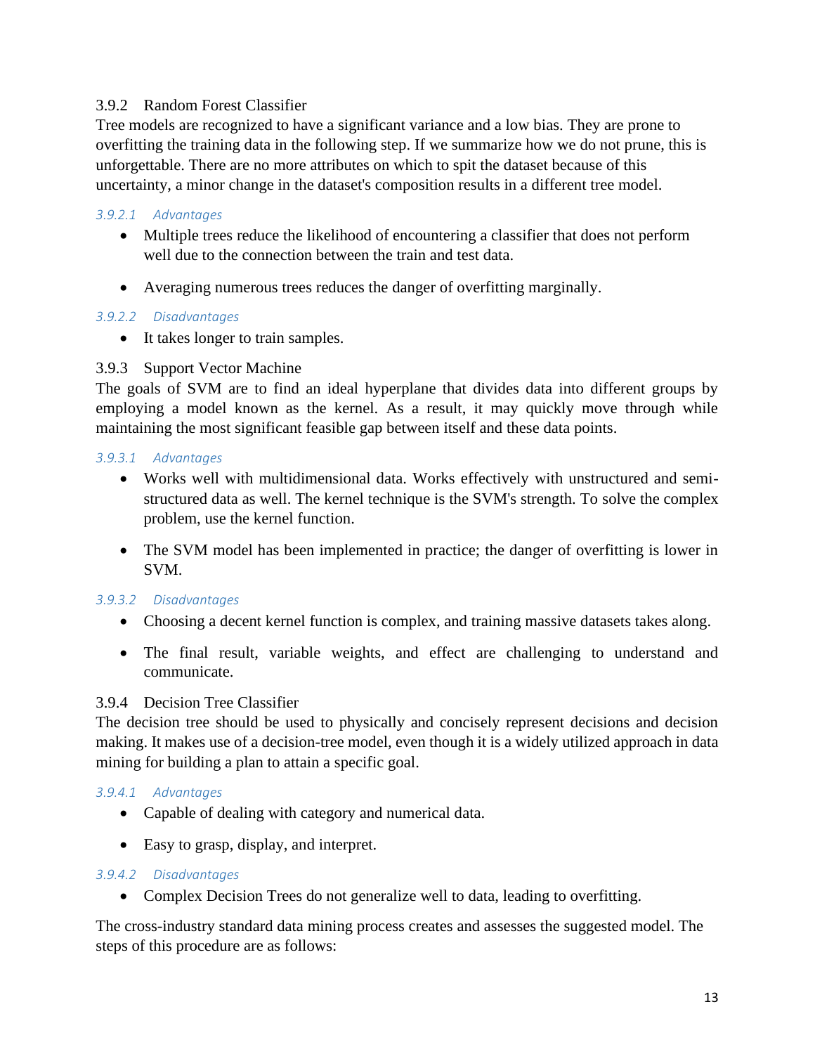### 3.9.2 Random Forest Classifier

Tree models are recognized to have a significant variance and a low bias. They are prone to overfitting the training data in the following step. If we summarize how we do not prune, this is unforgettable. There are no more attributes on which to spit the dataset because of this uncertainty, a minor change in the dataset's composition results in a different tree model.

#### 3.9.2.1 Advantages

- Multiple trees reduce the likelihood of encountering a classifier that does not perform well due to the connection between the train and test data.
- Averaging numerous trees reduces the danger of overfitting marginally.

#### 3.9.2.2 Disadvantages

- It takes longer to train samples.

### 3.9.3 Support Vector Machine

The goals of SVM are to find an ideal hyperplane that divides data into different groups by employing a model known as the kernel. As a result, it may quickly move through while maintaining the most significant feasible gap between itself and these data points.

#### 3.9.3.1 Advantages

- Works well with multidimensional data. Works effectively with unstructured and semi-structured data as well. The kernel technique is the SVM's strength. To solve the complex problem, use the kernel function.
- The SVM model has been implemented in practice; the danger of overfitting is lower in SVM.

#### 3.9.3.2 Disadvantages

- Choosing a decent kernel function is complex, and training massive datasets takes along.
- The final result, variable weights, and effect are challenging to understand and communicate.

### 3.9.4 Decision Tree Classifier

The decision tree should be used to physically and concisely represent decisions and decision making. It makes use of a decision-tree model, even though it is a widely utilized approach in data mining for building a plan to attain a specific goal.

#### 3.9.4.1 Advantages

- Capable of dealing with category and numerical data.
- Easy to grasp, display, and interpret.

#### 3.9.4.2 Disadvantages

- Complex Decision Trees do not generalize well to data, leading to overfitting.

The cross-industry standard data mining process creates and assesses the suggested model. The steps of this procedure are as follows: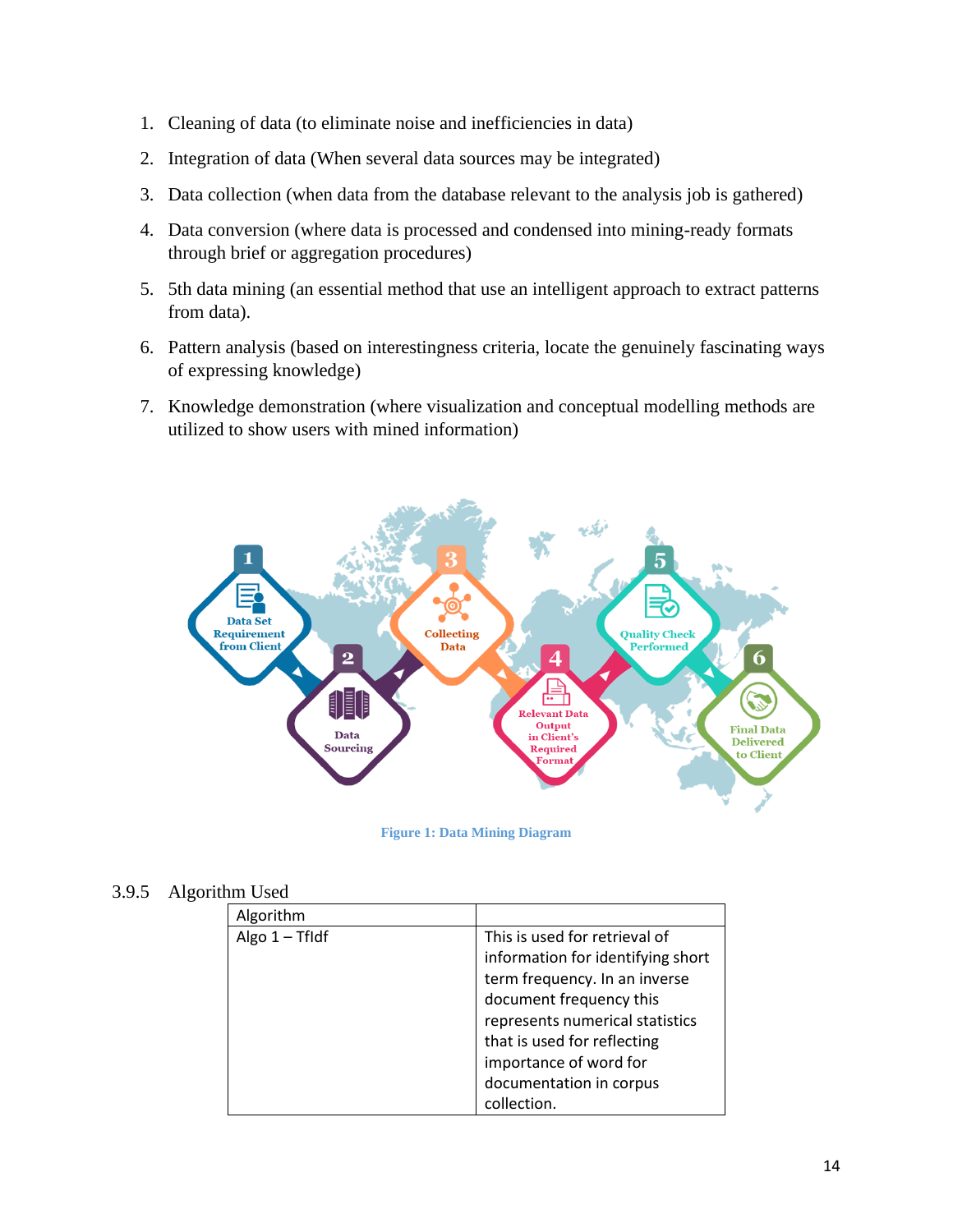1. Cleaning of data (to eliminate noise and inefficiencies in data)
2. Integration of data (When several data sources may be integrated)
3. Data collection (when data from the database relevant to the analysis job is gathered)
4. Data conversion (where data is processed and condensed into mining-ready formats through brief or aggregation procedures)
5. 5th data mining (an essential method that use an intelligent approach to extract patterns from data).
6. Pattern analysis (based on interestingness criteria, locate the genuinely fascinating ways of expressing knowledge)
7. Knowledge demonstration (where visualization and conceptual modelling methods are utilized to show users with mined information)

1 Data Set Requirement from Client

2 Data Sourcing

3 Collecting Data

4 Relevant Data Output in Client's Required Format

5 Quality Check Performed

6 Final Data Delivered to Client

**Figure 1: Data Mining Diagram**

### 3.9.5 Algorithm Used

| Algorithm | |
|---|---|
| Algo 1 – TfIdf | This is used for retrieval of information for identifying short term frequency. In an inverse document frequency this represents numerical statistics that is used for reflecting importance of word for documentation in corpus collection. |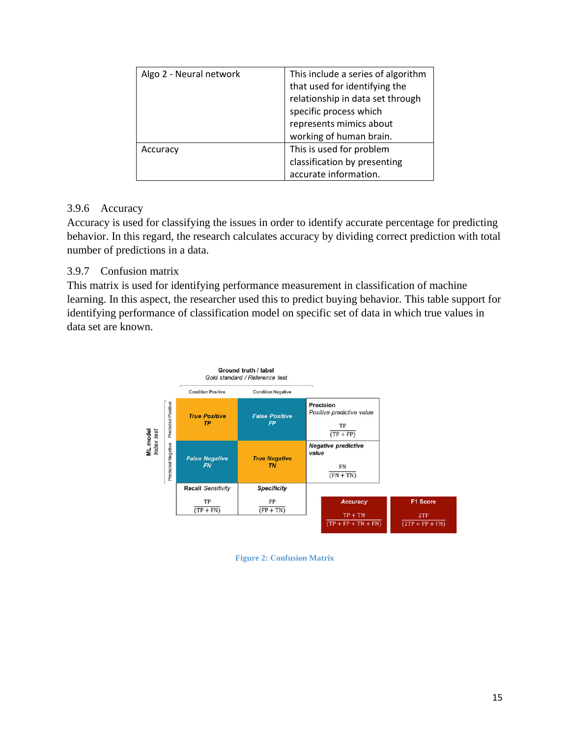| | |
|---|---|
| Algo 2 - Neural network | This include a series of algorithm that used for identifying the relationship in data set through specific process which represents mimics about working of human brain. |
| Accuracy | This is used for problem classification by presenting accurate information. |

### 3.9.6 Accuracy

Accuracy is used for classifying the issues in order to identify accurate percentage for predicting behavior. In this regard, the research calculates accuracy by dividing correct prediction with total number of predictions in a data.

### 3.9.7 Confusion matrix

This matrix is used for identifying performance measurement in classification of machine learning. In this aspect, the researcher used this to predict buying behavior. This table support for identifying performance of classification model on specific set of data in which true values in data set are known.

Ground truth / label

*Gold standard / Reference test*

Condition Positive

Condition Negative

**ML model**

*Index test*

Predicted Positive

Predicted Negative

***True Positive TP***

***False Positive FP***

***False Negative FN***

***True Negative TN***

**Precision** *Positive predictive value* $\frac{TP}{(TP + FP)}$

***Negative predictive value*** $\frac{FN}{(FN + TN)}$

**Recall** *Sensitivity* $\frac{TP}{(TP + FN)}$

***Specificity*** $\frac{FP}{(FP + TN)}$

***Accuracy*** $\frac{TP + TN}{(TP + FP + TN + FN)}$

**F1 Score** $\frac{2TP}{(2TP + FP + FN)}$

**Figure 2: Confusion Matrix**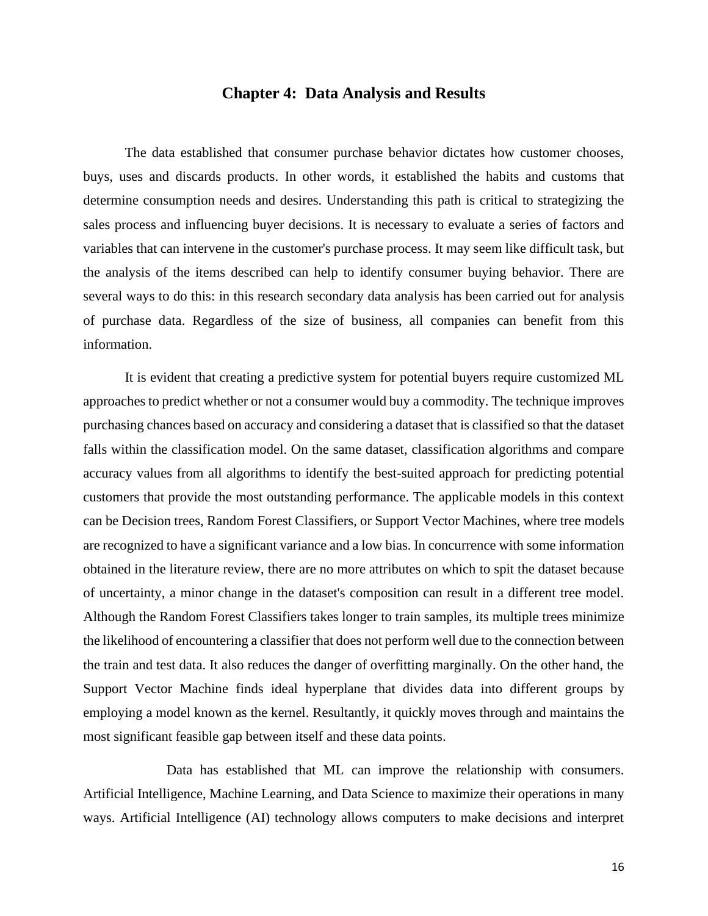# Chapter 4: Data Analysis and Results

The data established that consumer purchase behavior dictates how customer chooses, buys, uses and discards products. In other words, it established the habits and customs that determine consumption needs and desires. Understanding this path is critical to strategizing the sales process and influencing buyer decisions. It is necessary to evaluate a series of factors and variables that can intervene in the customer's purchase process. It may seem like difficult task, but the analysis of the items described can help to identify consumer buying behavior. There are several ways to do this: in this research secondary data analysis has been carried out for analysis of purchase data. Regardless of the size of business, all companies can benefit from this information.

It is evident that creating a predictive system for potential buyers require customized ML approaches to predict whether or not a consumer would buy a commodity. The technique improves purchasing chances based on accuracy and considering a dataset that is classified so that the dataset falls within the classification model. On the same dataset, classification algorithms and compare accuracy values from all algorithms to identify the best-suited approach for predicting potential customers that provide the most outstanding performance. The applicable models in this context can be Decision trees, Random Forest Classifiers, or Support Vector Machines, where tree models are recognized to have a significant variance and a low bias. In concurrence with some information obtained in the literature review, there are no more attributes on which to spit the dataset because of uncertainty, a minor change in the dataset's composition can result in a different tree model. Although the Random Forest Classifiers takes longer to train samples, its multiple trees minimize the likelihood of encountering a classifier that does not perform well due to the connection between the train and test data. It also reduces the danger of overfitting marginally. On the other hand, the Support Vector Machine finds ideal hyperplane that divides data into different groups by employing a model known as the kernel. Resultantly, it quickly moves through and maintains the most significant feasible gap between itself and these data points.

Data has established that ML can improve the relationship with consumers. Artificial Intelligence, Machine Learning, and Data Science to maximize their operations in many ways. Artificial Intelligence (AI) technology allows computers to make decisions and interpret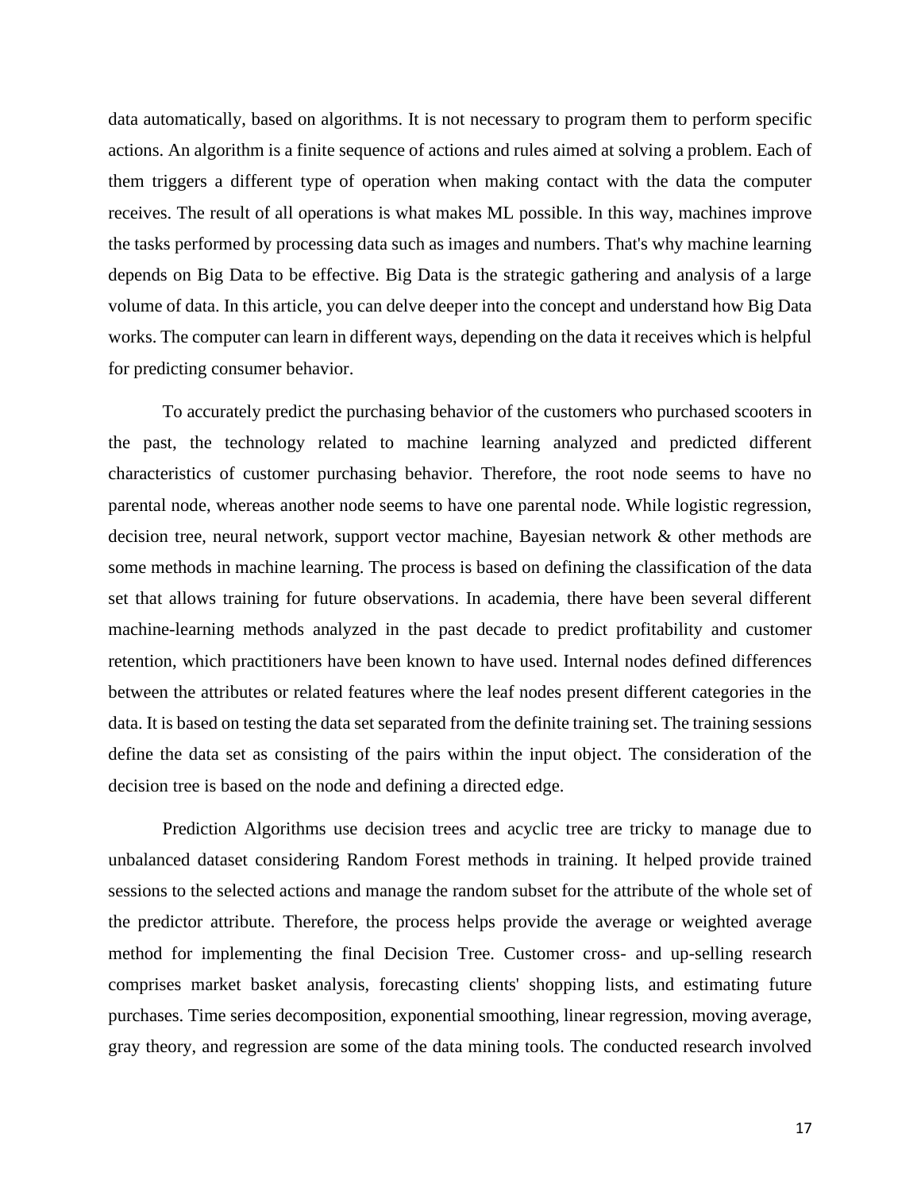data automatically, based on algorithms. It is not necessary to program them to perform specific actions. An algorithm is a finite sequence of actions and rules aimed at solving a problem. Each of them triggers a different type of operation when making contact with the data the computer receives. The result of all operations is what makes ML possible. In this way, machines improve the tasks performed by processing data such as images and numbers. That's why machine learning depends on Big Data to be effective. Big Data is the strategic gathering and analysis of a large volume of data. In this article, you can delve deeper into the concept and understand how Big Data works. The computer can learn in different ways, depending on the data it receives which is helpful for predicting consumer behavior.

To accurately predict the purchasing behavior of the customers who purchased scooters in the past, the technology related to machine learning analyzed and predicted different characteristics of customer purchasing behavior. Therefore, the root node seems to have no parental node, whereas another node seems to have one parental node. While logistic regression, decision tree, neural network, support vector machine, Bayesian network & other methods are some methods in machine learning. The process is based on defining the classification of the data set that allows training for future observations. In academia, there have been several different machine-learning methods analyzed in the past decade to predict profitability and customer retention, which practitioners have been known to have used. Internal nodes defined differences between the attributes or related features where the leaf nodes present different categories in the data. It is based on testing the data set separated from the definite training set. The training sessions define the data set as consisting of the pairs within the input object. The consideration of the decision tree is based on the node and defining a directed edge.

Prediction Algorithms use decision trees and acyclic tree are tricky to manage due to unbalanced dataset considering Random Forest methods in training. It helped provide trained sessions to the selected actions and manage the random subset for the attribute of the whole set of the predictor attribute. Therefore, the process helps provide the average or weighted average method for implementing the final Decision Tree. Customer cross- and up-selling research comprises market basket analysis, forecasting clients' shopping lists, and estimating future purchases. Time series decomposition, exponential smoothing, linear regression, moving average, gray theory, and regression are some of the data mining tools. The conducted research involved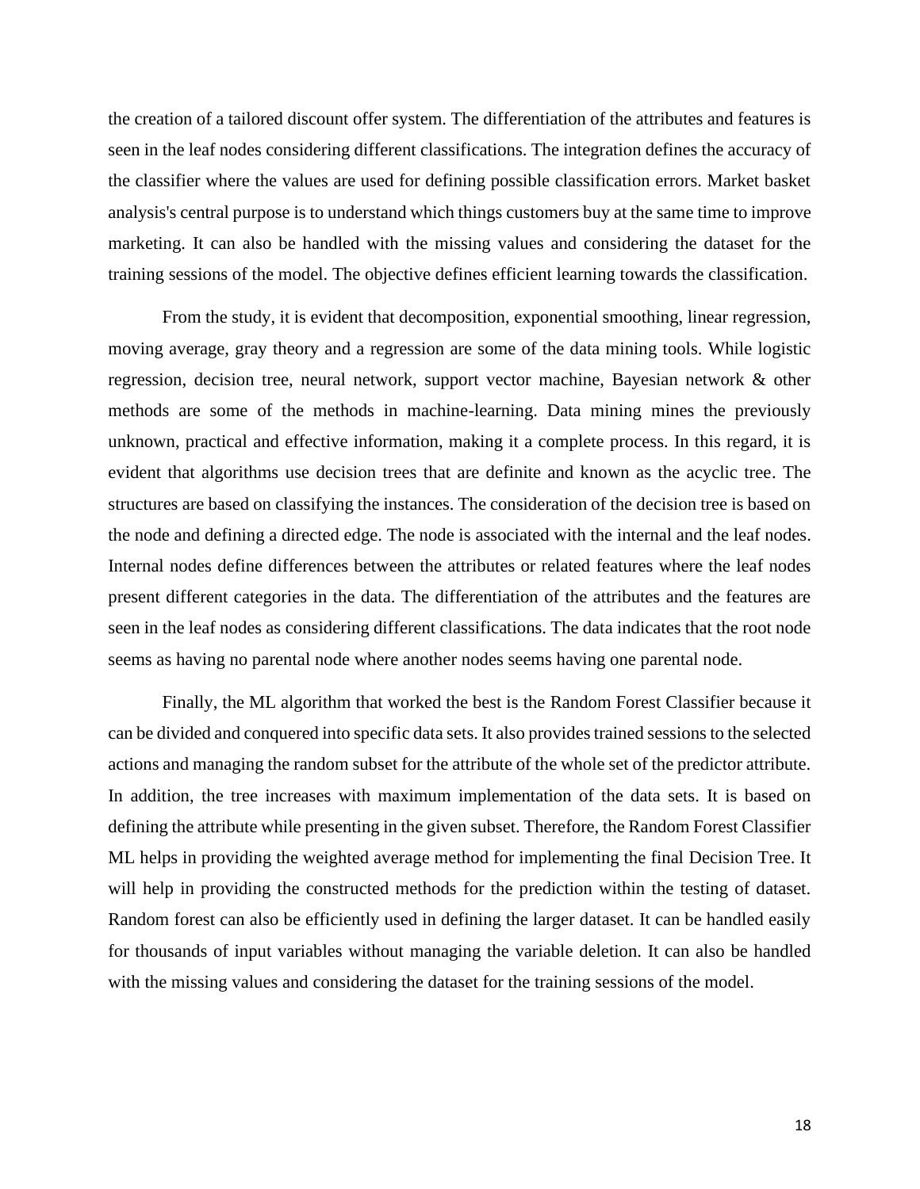the creation of a tailored discount offer system. The differentiation of the attributes and features is seen in the leaf nodes considering different classifications. The integration defines the accuracy of the classifier where the values are used for defining possible classification errors. Market basket analysis's central purpose is to understand which things customers buy at the same time to improve marketing. It can also be handled with the missing values and considering the dataset for the training sessions of the model. The objective defines efficient learning towards the classification.

From the study, it is evident that decomposition, exponential smoothing, linear regression, moving average, gray theory and a regression are some of the data mining tools. While logistic regression, decision tree, neural network, support vector machine, Bayesian network & other methods are some of the methods in machine-learning. Data mining mines the previously unknown, practical and effective information, making it a complete process. In this regard, it is evident that algorithms use decision trees that are definite and known as the acyclic tree. The structures are based on classifying the instances. The consideration of the decision tree is based on the node and defining a directed edge. The node is associated with the internal and the leaf nodes. Internal nodes define differences between the attributes or related features where the leaf nodes present different categories in the data. The differentiation of the attributes and the features are seen in the leaf nodes as considering different classifications. The data indicates that the root node seems as having no parental node where another nodes seems having one parental node.

Finally, the ML algorithm that worked the best is the Random Forest Classifier because it can be divided and conquered into specific data sets. It also provides trained sessions to the selected actions and managing the random subset for the attribute of the whole set of the predictor attribute. In addition, the tree increases with maximum implementation of the data sets. It is based on defining the attribute while presenting in the given subset. Therefore, the Random Forest Classifier ML helps in providing the weighted average method for implementing the final Decision Tree. It will help in providing the constructed methods for the prediction within the testing of dataset. Random forest can also be efficiently used in defining the larger dataset. It can be handled easily for thousands of input variables without managing the variable deletion. It can also be handled with the missing values and considering the dataset for the training sessions of the model.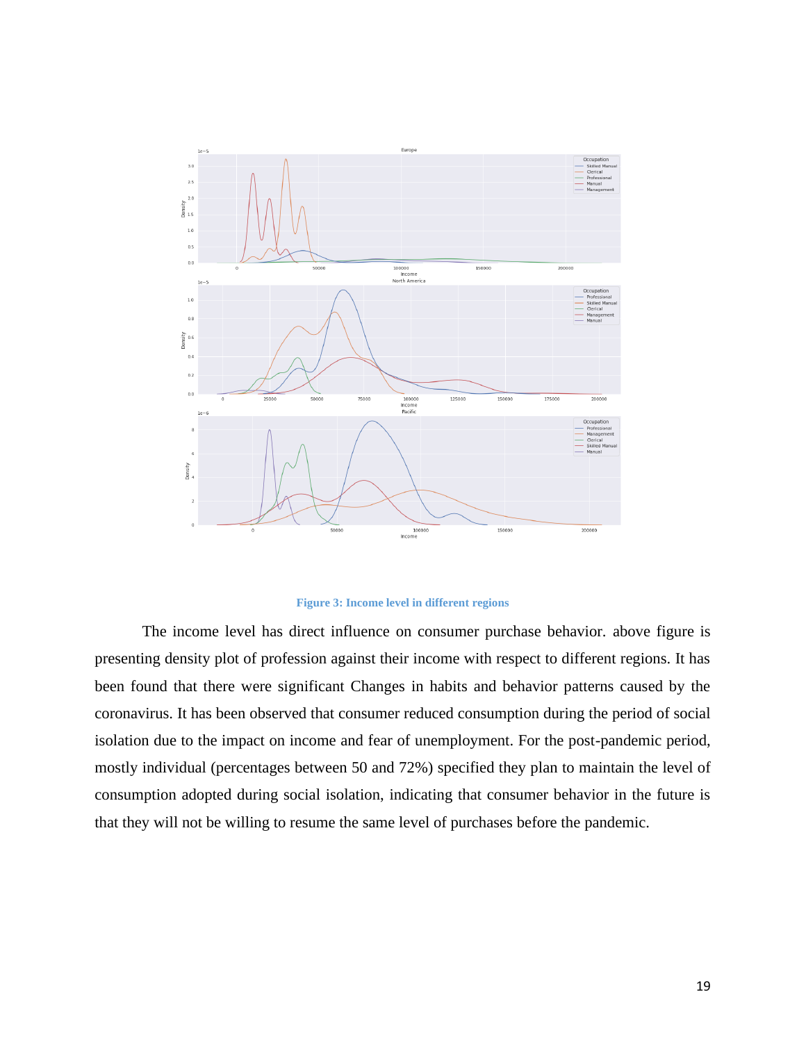1e−5

Europe

Occupation
Skilled Manual
Clerical
Professional
Manual
Management

3.0
2.5
2.0
1.5
1.0
0.5
0.0

Density

0
50000
100000
150000
200000
Income

1e−5

North America

Occupation
Professional
Skilled Manual
Clerical
Management
Manual

1.0
0.8
0.6
0.4
0.2
0.0

Density

0
25000
50000
75000
100000
125000
150000
175000
200000
Income

1e−6

Pacific

Occupation
Professional
Management
Clerical
Skilled Manual
Manual

8
6
4
2
0

Density

0
50000
100000
150000
200000
Income

**Figure 3: Income level in different regions**

The income level has direct influence on consumer purchase behavior. above figure is presenting density plot of profession against their income with respect to different regions. It has been found that there were significant Changes in habits and behavior patterns caused by the coronavirus. It has been observed that consumer reduced consumption during the period of social isolation due to the impact on income and fear of unemployment. For the post-pandemic period, mostly individual (percentages between 50 and 72%) specified they plan to maintain the level of consumption adopted during social isolation, indicating that consumer behavior in the future is that they will not be willing to resume the same level of purchases before the pandemic.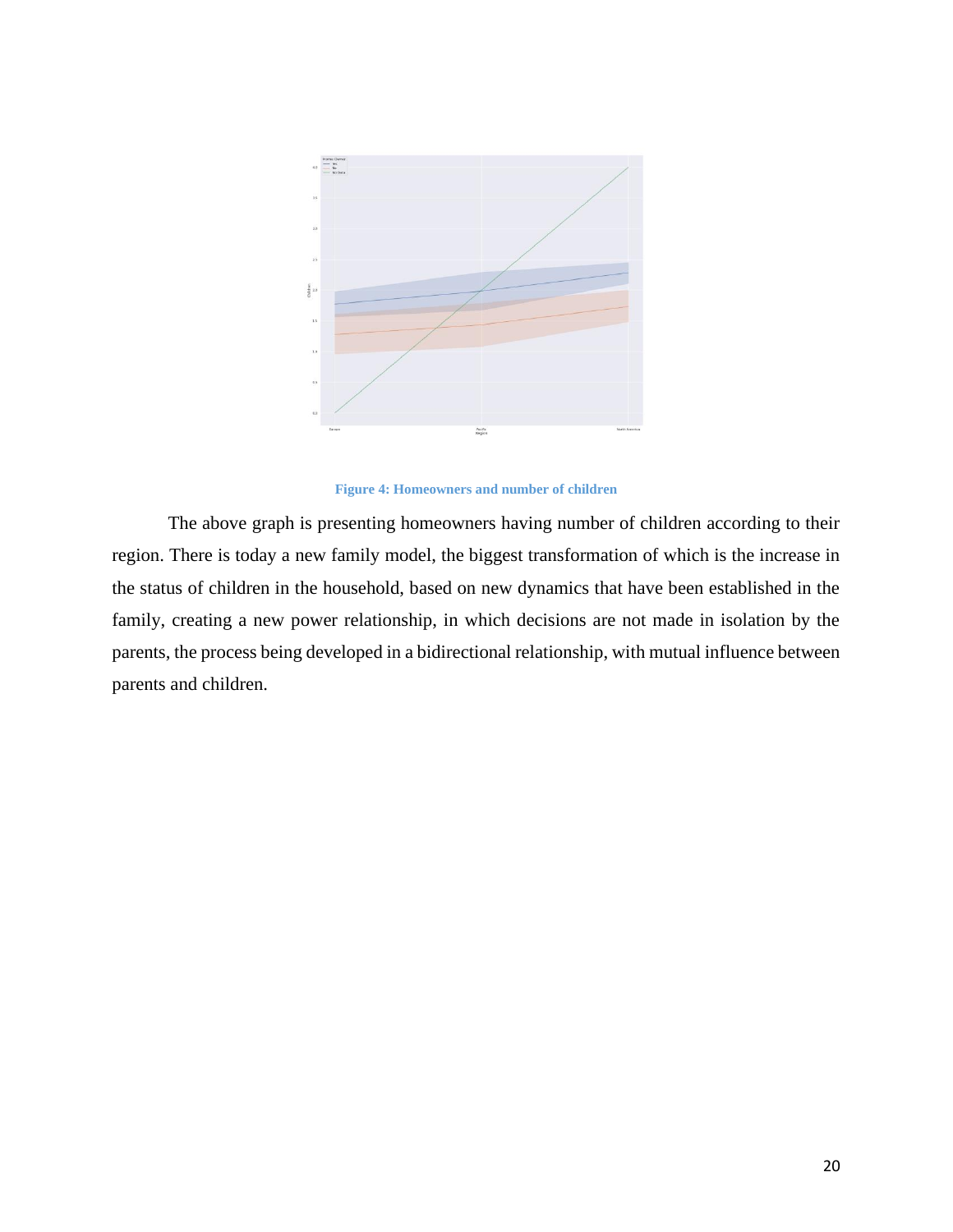Home Owner
Yes
No
No Data

4.0
3.5
3.0
2.5
2.0
1.5
1.0
0.5
0.0

Children

Europe
Pacific
North America
Region

**Figure 4: Homeowners and number of children**

The above graph is presenting homeowners having number of children according to their region. There is today a new family model, the biggest transformation of which is the increase in the status of children in the household, based on new dynamics that have been established in the family, creating a new power relationship, in which decisions are not made in isolation by the parents, the process being developed in a bidirectional relationship, with mutual influence between parents and children.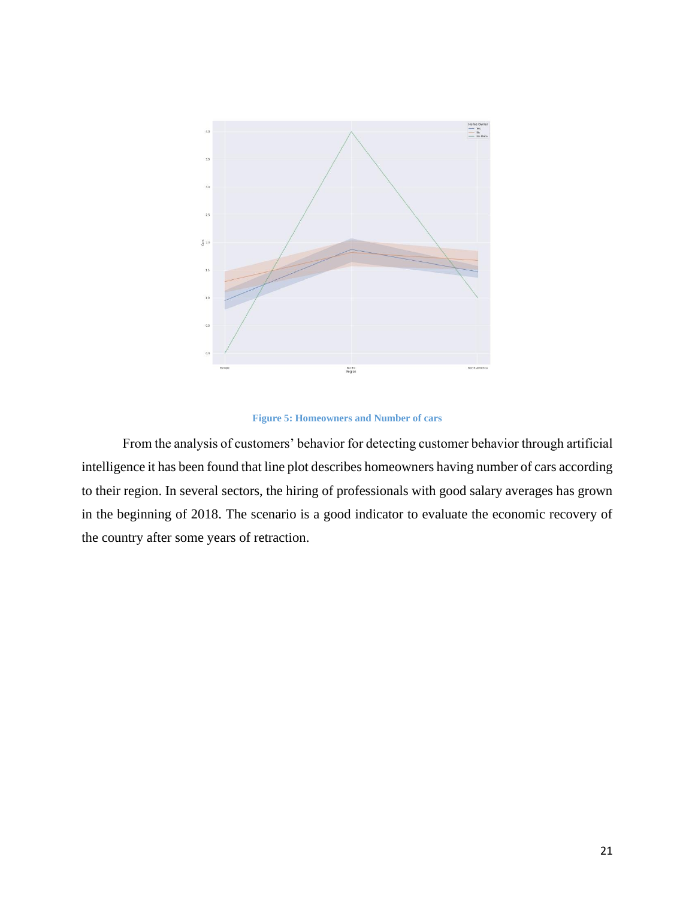Home Owner
Yes
No
No Data

4.0
3.5
3.0
2.5
2.0
1.5
1.0
0.5
0.0

Cars

Europe
Pacific
North America
Region

Figure 5: Homeowners and Number of cars

From the analysis of customers' behavior for detecting customer behavior through artificial intelligence it has been found that line plot describes homeowners having number of cars according to their region. In several sectors, the hiring of professionals with good salary averages has grown in the beginning of 2018. The scenario is a good indicator to evaluate the economic recovery of the country after some years of retraction.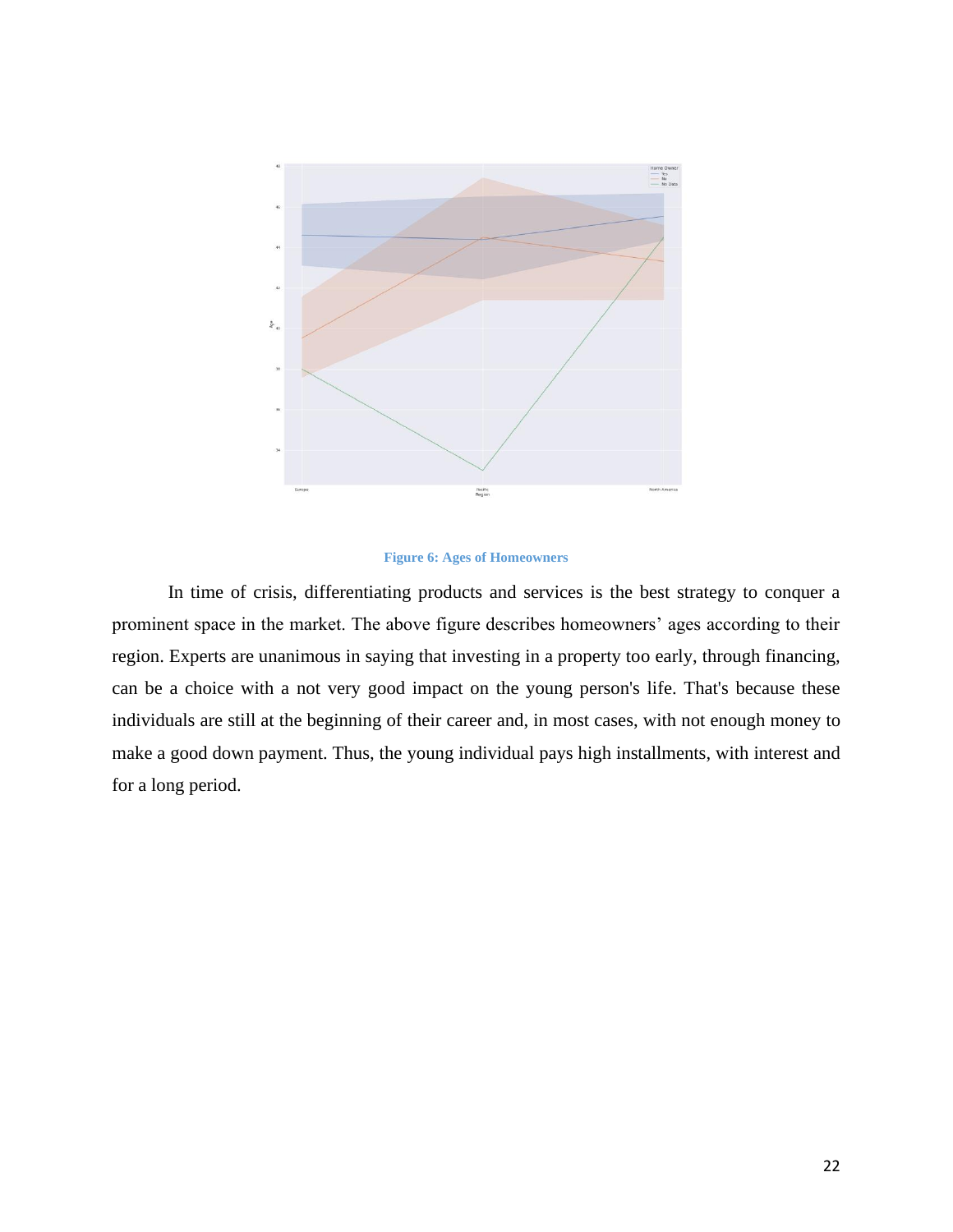48
46
44
42
40
38
36
34

Age

Home Owner
Yes
No
No Data

Europe
Pacific
North America
Region

**Figure 6: Ages of Homeowners**

In time of crisis, differentiating products and services is the best strategy to conquer a prominent space in the market. The above figure describes homeowners' ages according to their region. Experts are unanimous in saying that investing in a property too early, through financing, can be a choice with a not very good impact on the young person's life. That's because these individuals are still at the beginning of their career and, in most cases, with not enough money to make a good down payment. Thus, the young individual pays high installments, with interest and for a long period.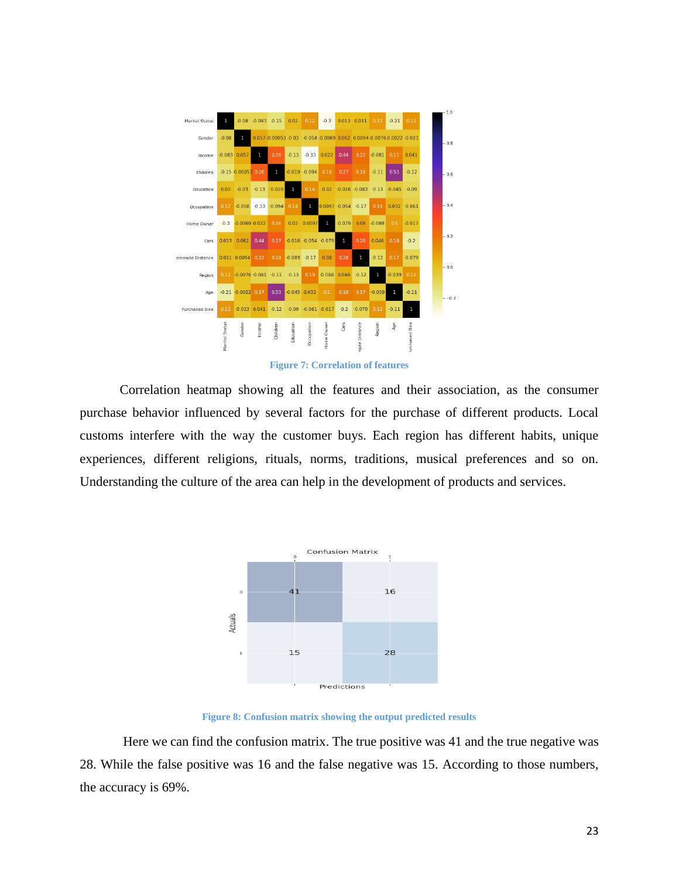Marital Status 1 -0.08 -0.083 -0.15 0.02 0.12 -0.3 0.013 0.011 0.11 -0.21 0.12

Gender -0.08 1 0.057 -0.00053 -0.03 -0.058 -0.0089 0.062 0.0094 -0.0076 -0.0022 -0.023

Income -0.083 0.057 1 0.26 -0.13 -0.33 0.022 0.44 0.22 -0.081 0.17 0.041

Children -0.15 -0.00053 0.26 1 -0.019 -0.094 0.16 0.27 0.18 -0.11 0.53 -0.12

Education 0.02 -0.03 -0.13 -0.019 1 0.14 0.02 -0.016 -0.083 -0.13 -0.045 -0.09

Occupation 0.12 -0.058 -0.33 -0.094 0.14 1 0.0097 -0.054 -0.17 0.19 0.032 -0.061

Home Owner -0.3 -0.0089 0.022 0.16 0.02 0.0097 1 -0.079 0.08 -0.088 0.1 -0.017

Cars 0.013 0.062 0.44 0.27 -0.016 -0.054 -0.079 1 0.28 0.046 0.18 -0.2

ommute Distance 0.011 0.0094 0.22 0.18 -0.083 -0.17 0.08 0.28 1 -0.12 0.17 -0.079

Region 0.11 -0.0076 -0.081 -0.11 -0.13 0.19 -0.088 0.046 -0.12 1 -0.039 0.12

Age -0.21 -0.0022 0.17 0.53 -0.045 0.032 0.1 0.18 0.17 -0.039 1 -0.11

Purchased Bike 0.12 -0.023 0.041 -0.12 -0.09 -0.061 -0.017 -0.2 -0.079 0.12 -0.11 1

Marital Status Gender Income Children Education Occupation Home Owner Cars mute Distance Region Age urchased Bike

1.0 0.8 0.6 0.4 0.2 0.0 −0.2

**Figure 7: Correlation of features**

Correlation heatmap showing all the features and their association, as the consumer purchase behavior influenced by several factors for the purchase of different products. Local customs interfere with the way the customer buys. Each region has different habits, unique experiences, different religions, rituals, norms, traditions, musical preferences and so on. Understanding the culture of the area can help in the development of products and services.

Confusion Matrix

0 1

Actuals

0 41 16

1 15 28

Predictions

**Figure 8: Confusion matrix showing the output predicted results**

Here we can find the confusion matrix. The true positive was 41 and the true negative was 28. While the false positive was 16 and the false negative was 15. According to those numbers, the accuracy is 69%.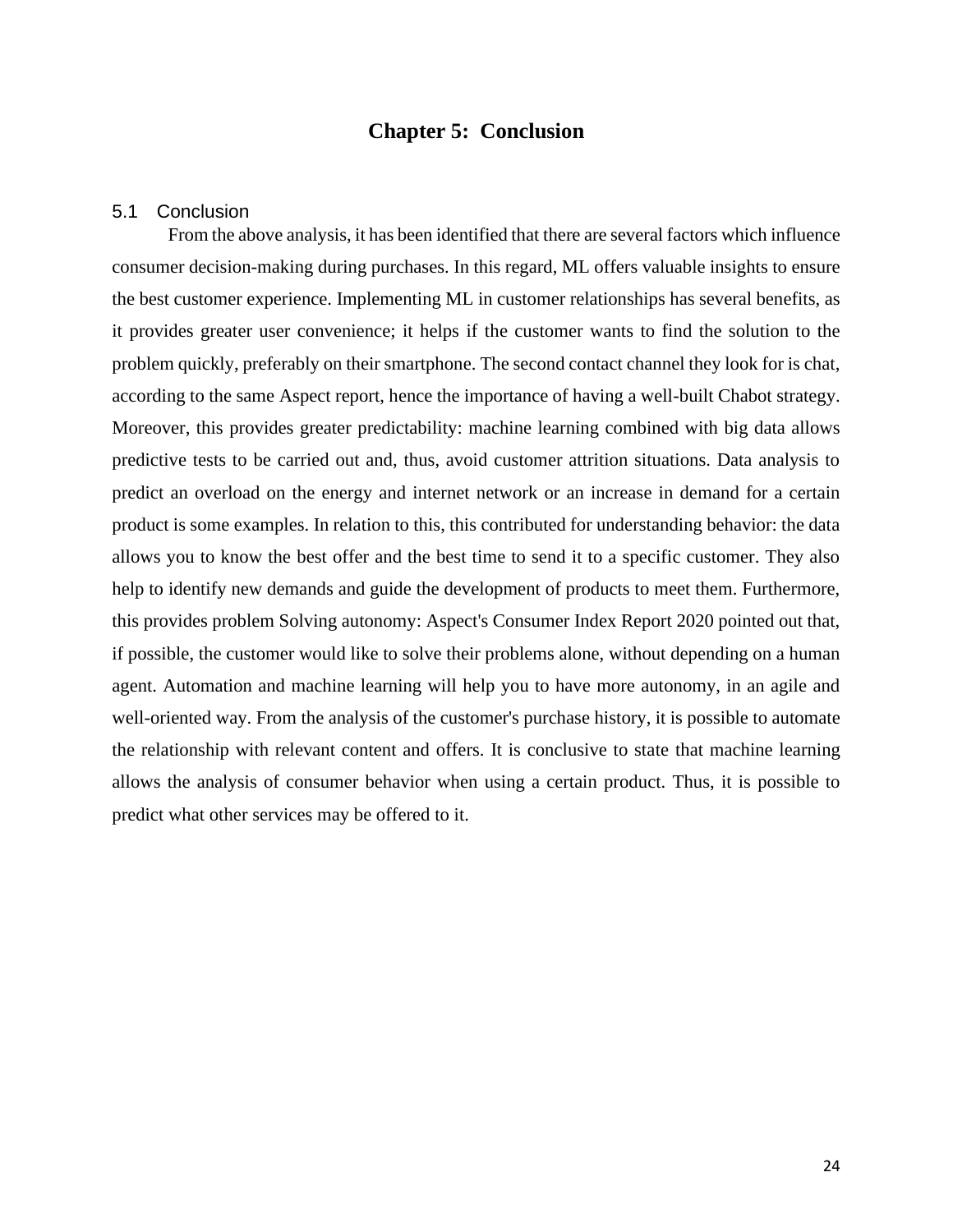# Chapter 5: Conclusion

## 5.1 Conclusion

From the above analysis, it has been identified that there are several factors which influence consumer decision-making during purchases. In this regard, ML offers valuable insights to ensure the best customer experience. Implementing ML in customer relationships has several benefits, as it provides greater user convenience; it helps if the customer wants to find the solution to the problem quickly, preferably on their smartphone. The second contact channel they look for is chat, according to the same Aspect report, hence the importance of having a well-built Chabot strategy. Moreover, this provides greater predictability: machine learning combined with big data allows predictive tests to be carried out and, thus, avoid customer attrition situations. Data analysis to predict an overload on the energy and internet network or an increase in demand for a certain product is some examples. In relation to this, this contributed for understanding behavior: the data allows you to know the best offer and the best time to send it to a specific customer. They also help to identify new demands and guide the development of products to meet them. Furthermore, this provides problem Solving autonomy: Aspect's Consumer Index Report 2020 pointed out that, if possible, the customer would like to solve their problems alone, without depending on a human agent. Automation and machine learning will help you to have more autonomy, in an agile and well-oriented way. From the analysis of the customer's purchase history, it is possible to automate the relationship with relevant content and offers. It is conclusive to state that machine learning allows the analysis of consumer behavior when using a certain product. Thus, it is possible to predict what other services may be offered to it.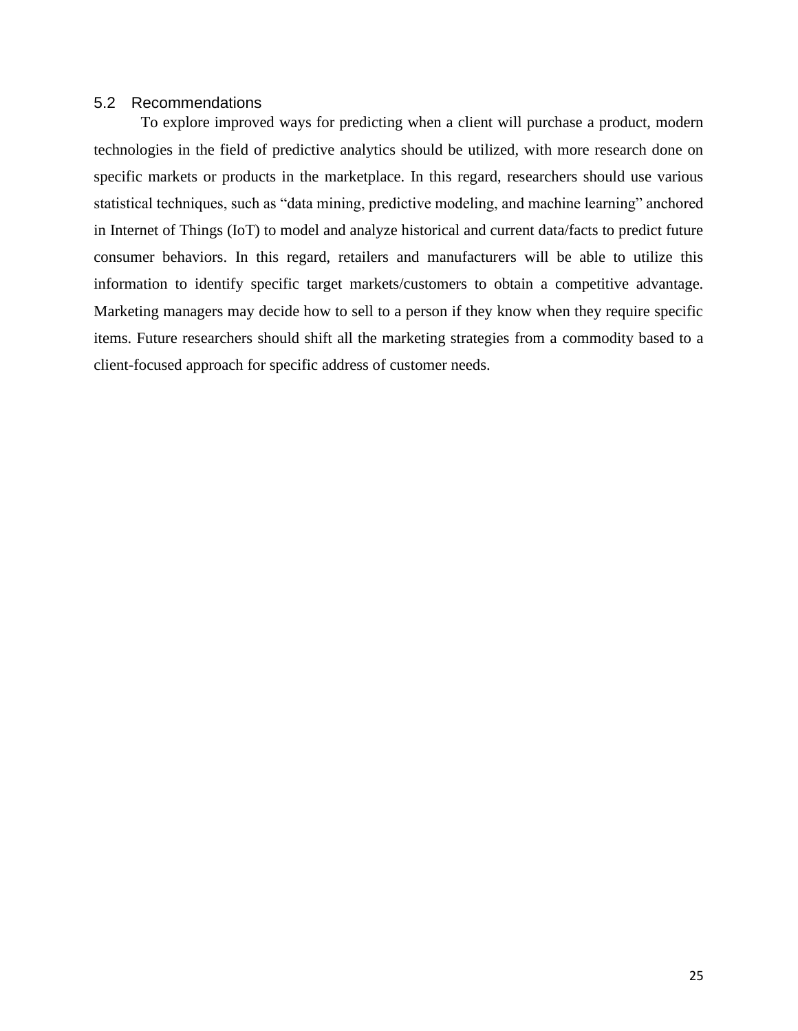## 5.2 Recommendations

To explore improved ways for predicting when a client will purchase a product, modern technologies in the field of predictive analytics should be utilized, with more research done on specific markets or products in the marketplace. In this regard, researchers should use various statistical techniques, such as "data mining, predictive modeling, and machine learning" anchored in Internet of Things (IoT) to model and analyze historical and current data/facts to predict future consumer behaviors. In this regard, retailers and manufacturers will be able to utilize this information to identify specific target markets/customers to obtain a competitive advantage. Marketing managers may decide how to sell to a person if they know when they require specific items. Future researchers should shift all the marketing strategies from a commodity based to a client-focused approach for specific address of customer needs.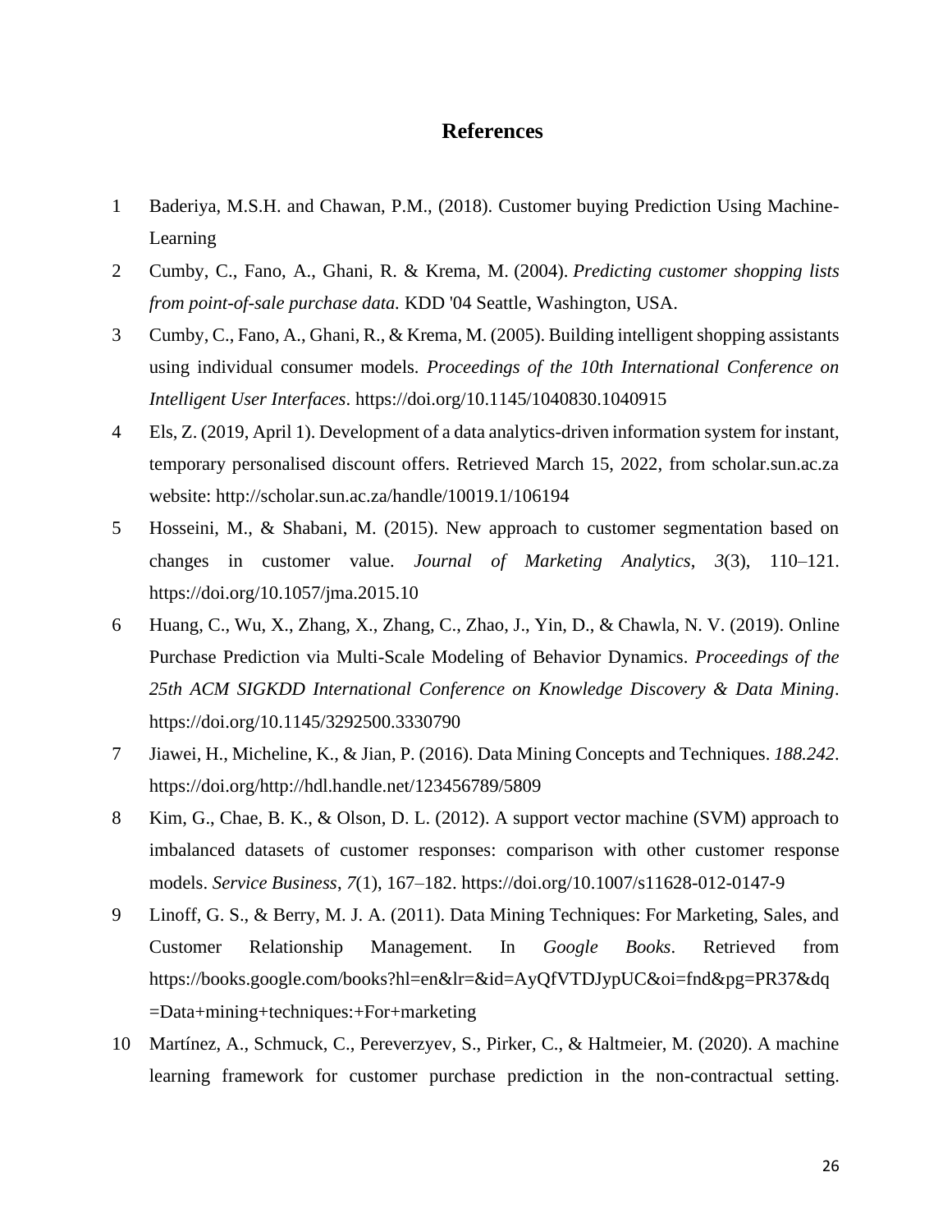## References

1. Baderiya, M.S.H. and Chawan, P.M., (2018). Customer buying Prediction Using Machine-Learning
2. Cumby, C., Fano, A., Ghani, R. & Krema, M. (2004). *Predicting customer shopping lists from point-of-sale purchase data.* KDD '04 Seattle, Washington, USA.
3. Cumby, C., Fano, A., Ghani, R., & Krema, M. (2005). Building intelligent shopping assistants using individual consumer models. *Proceedings of the 10th International Conference on Intelligent User Interfaces*. https://doi.org/10.1145/1040830.1040915
4. Els, Z. (2019, April 1). Development of a data analytics-driven information system for instant, temporary personalised discount offers. Retrieved March 15, 2022, from scholar.sun.ac.za website: http://scholar.sun.ac.za/handle/10019.1/106194
5. Hosseini, M., & Shabani, M. (2015). New approach to customer segmentation based on changes in customer value. *Journal of Marketing Analytics*, *3*(3), 110–121. https://doi.org/10.1057/jma.2015.10
6. Huang, C., Wu, X., Zhang, X., Zhang, C., Zhao, J., Yin, D., & Chawla, N. V. (2019). Online Purchase Prediction via Multi-Scale Modeling of Behavior Dynamics. *Proceedings of the 25th ACM SIGKDD International Conference on Knowledge Discovery & Data Mining*. https://doi.org/10.1145/3292500.3330790
7. Jiawei, H., Micheline, K., & Jian, P. (2016). Data Mining Concepts and Techniques. *188.242*. https://doi.org/http://hdl.handle.net/123456789/5809
8. Kim, G., Chae, B. K., & Olson, D. L. (2012). A support vector machine (SVM) approach to imbalanced datasets of customer responses: comparison with other customer response models. *Service Business*, *7*(1), 167–182. https://doi.org/10.1007/s11628-012-0147-9
9. Linoff, G. S., & Berry, M. J. A. (2011). Data Mining Techniques: For Marketing, Sales, and Customer Relationship Management. In *Google Books*. Retrieved from https://books.google.com/books?hl=en&lr=&id=AyQfVTDJypUC&oi=fnd&pg=PR37&dq=Data+mining+techniques:+For+marketing
10. Martínez, A., Schmuck, C., Pereverzyev, S., Pirker, C., & Haltmeier, M. (2020). A machine learning framework for customer purchase prediction in the non-contractual setting.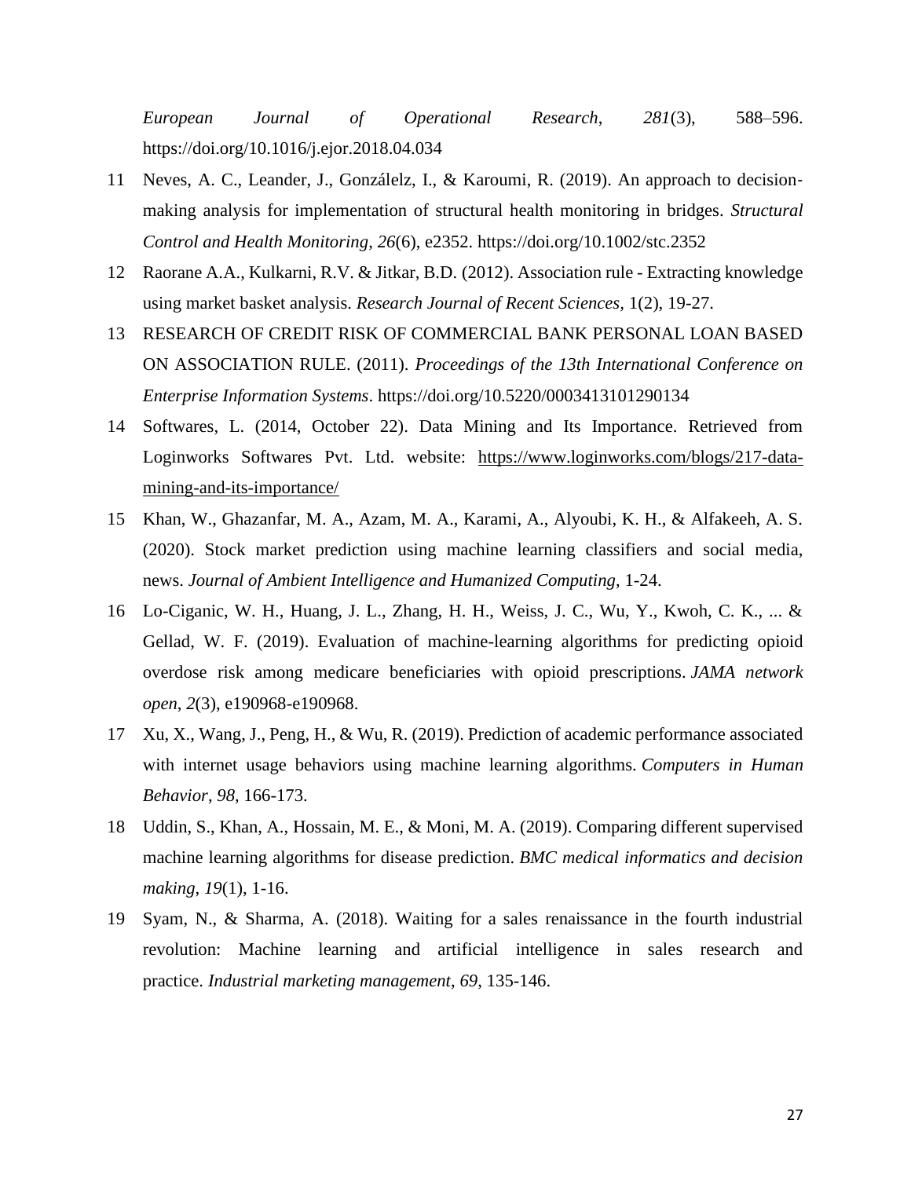*European Journal of Operational Research*, *281*(3), 588–596. https://doi.org/10.1016/j.ejor.2018.04.034

11 Neves, A. C., Leander, J., Gonzálelz, I., & Karoumi, R. (2019). An approach to decision-making analysis for implementation of structural health monitoring in bridges. *Structural Control and Health Monitoring*, *26*(6), e2352. https://doi.org/10.1002/stc.2352

12 Raorane A.A., Kulkarni, R.V. & Jitkar, B.D. (2012). Association rule - Extracting knowledge using market basket analysis. *Research Journal of Recent Sciences,* 1(2), 19-27.

13 RESEARCH OF CREDIT RISK OF COMMERCIAL BANK PERSONAL LOAN BASED ON ASSOCIATION RULE. (2011). *Proceedings of the 13th International Conference on Enterprise Information Systems*. https://doi.org/10.5220/0003413101290134

14 Softwares, L. (2014, October 22). Data Mining and Its Importance. Retrieved from Loginworks Softwares Pvt. Ltd. website: https://www.loginworks.com/blogs/217-data-mining-and-its-importance/

15 Khan, W., Ghazanfar, M. A., Azam, M. A., Karami, A., Alyoubi, K. H., & Alfakeeh, A. S. (2020). Stock market prediction using machine learning classifiers and social media, news. *Journal of Ambient Intelligence and Humanized Computing*, 1-24.

16 Lo-Ciganic, W. H., Huang, J. L., Zhang, H. H., Weiss, J. C., Wu, Y., Kwoh, C. K., ... & Gellad, W. F. (2019). Evaluation of machine-learning algorithms for predicting opioid overdose risk among medicare beneficiaries with opioid prescriptions. *JAMA network open*, *2*(3), e190968-e190968.

17 Xu, X., Wang, J., Peng, H., & Wu, R. (2019). Prediction of academic performance associated with internet usage behaviors using machine learning algorithms. *Computers in Human Behavior*, *98*, 166-173.

18 Uddin, S., Khan, A., Hossain, M. E., & Moni, M. A. (2019). Comparing different supervised machine learning algorithms for disease prediction. *BMC medical informatics and decision making*, *19*(1), 1-16.

19 Syam, N., & Sharma, A. (2018). Waiting for a sales renaissance in the fourth industrial revolution: Machine learning and artificial intelligence in sales research and practice. *Industrial marketing management*, *69*, 135-146.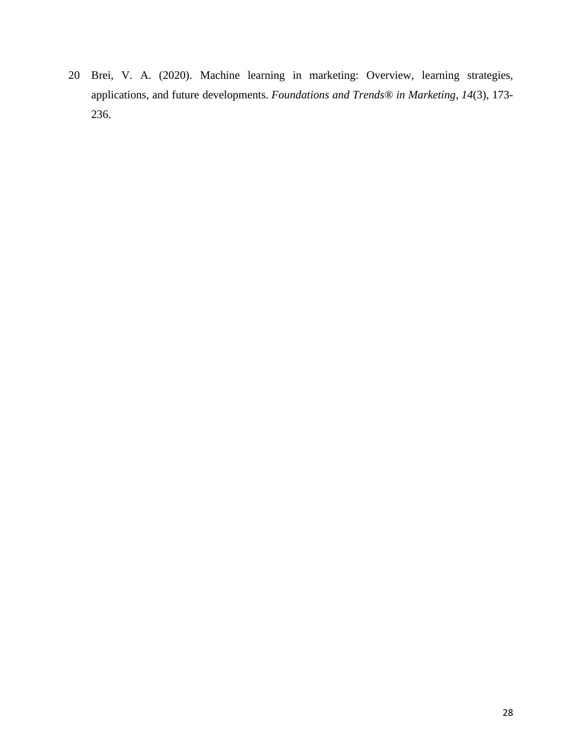20 Brei, V. A. (2020). Machine learning in marketing: Overview, learning strategies, applications, and future developments. *Foundations and Trends® in Marketing*, *14*(3), 173-236.